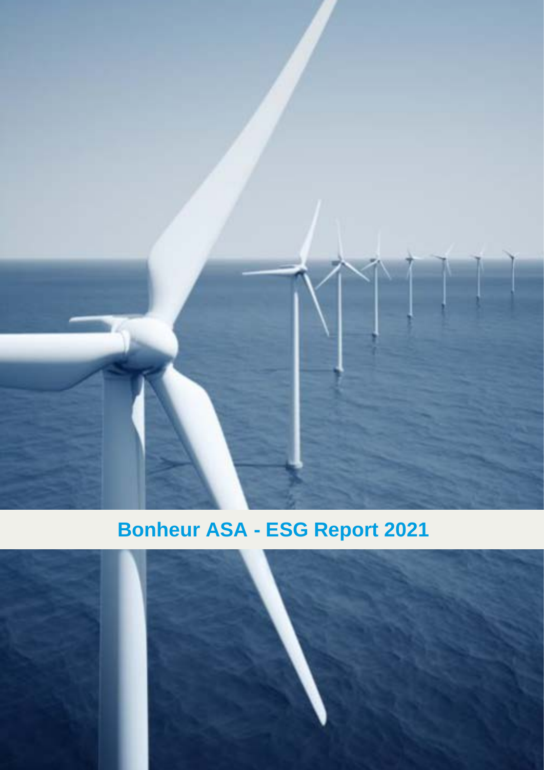# Bonheur ASA - ESG Report 2021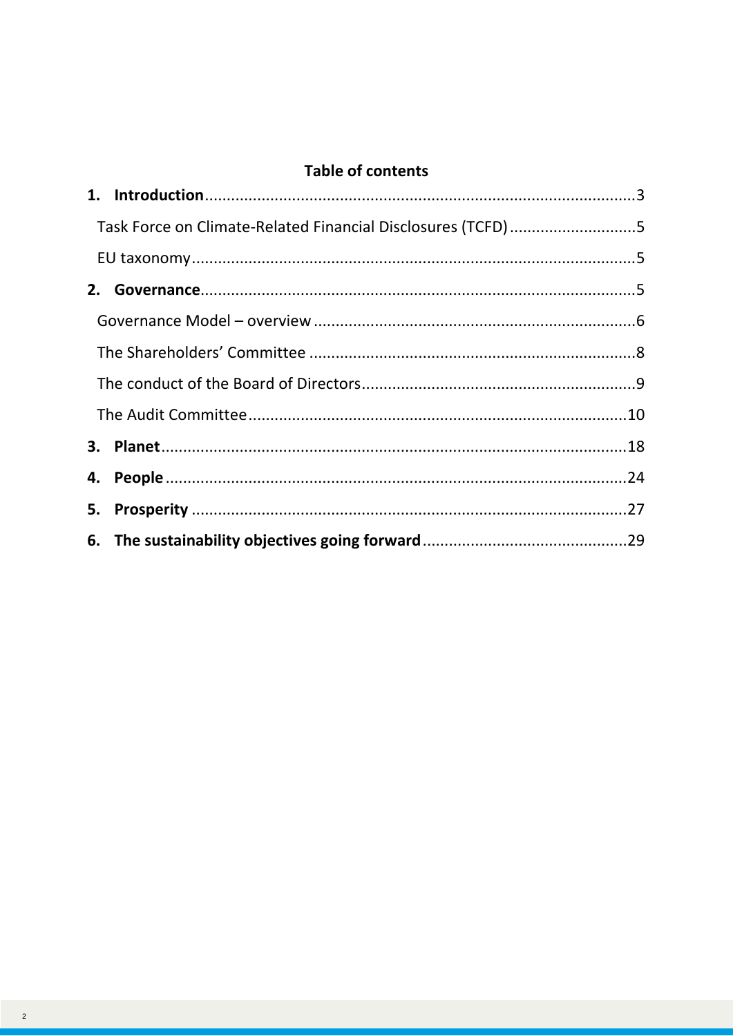**Table of contents**

1. **Introduction**...3
   - Task Force on Climate-Related Financial Disclosures (TCFD)...5
   - EU taxonomy...5
2. **Governance**...5
   - Governance Model – overview...6
   - The Shareholders' Committee...8
   - The conduct of the Board of Directors...9
   - The Audit Committee...10
3. **Planet**...18
4. **People**...24
5. **Prosperity**...27
6. **The sustainability objectives going forward**...29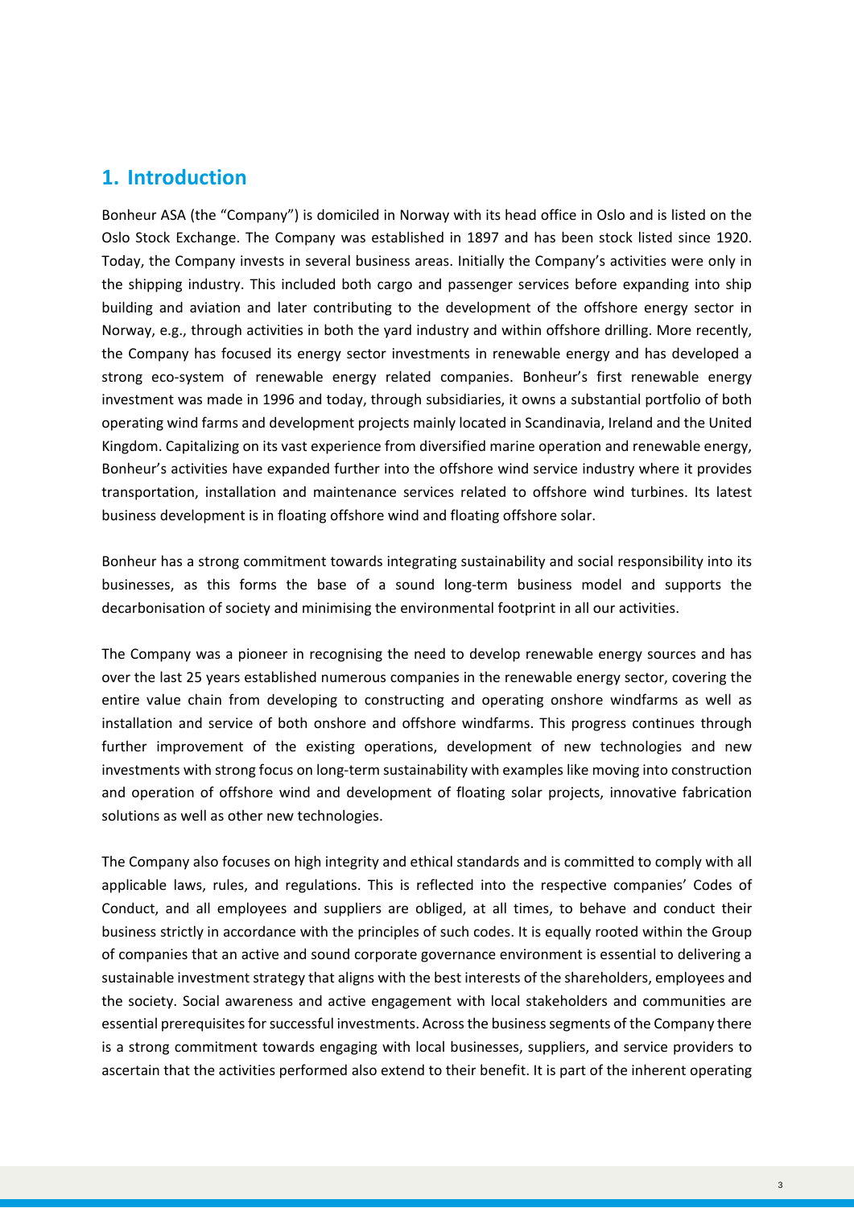# 1. Introduction

Bonheur ASA (the "Company") is domiciled in Norway with its head office in Oslo and is listed on the Oslo Stock Exchange. The Company was established in 1897 and has been stock listed since 1920. Today, the Company invests in several business areas. Initially the Company's activities were only in the shipping industry. This included both cargo and passenger services before expanding into ship building and aviation and later contributing to the development of the offshore energy sector in Norway, e.g., through activities in both the yard industry and within offshore drilling. More recently, the Company has focused its energy sector investments in renewable energy and has developed a strong eco-system of renewable energy related companies. Bonheur's first renewable energy investment was made in 1996 and today, through subsidiaries, it owns a substantial portfolio of both operating wind farms and development projects mainly located in Scandinavia, Ireland and the United Kingdom. Capitalizing on its vast experience from diversified marine operation and renewable energy, Bonheur's activities have expanded further into the offshore wind service industry where it provides transportation, installation and maintenance services related to offshore wind turbines. Its latest business development is in floating offshore wind and floating offshore solar.

Bonheur has a strong commitment towards integrating sustainability and social responsibility into its businesses, as this forms the base of a sound long-term business model and supports the decarbonisation of society and minimising the environmental footprint in all our activities.

The Company was a pioneer in recognising the need to develop renewable energy sources and has over the last 25 years established numerous companies in the renewable energy sector, covering the entire value chain from developing to constructing and operating onshore windfarms as well as installation and service of both onshore and offshore windfarms. This progress continues through further improvement of the existing operations, development of new technologies and new investments with strong focus on long-term sustainability with examples like moving into construction and operation of offshore wind and development of floating solar projects, innovative fabrication solutions as well as other new technologies.

The Company also focuses on high integrity and ethical standards and is committed to comply with all applicable laws, rules, and regulations. This is reflected into the respective companies' Codes of Conduct, and all employees and suppliers are obliged, at all times, to behave and conduct their business strictly in accordance with the principles of such codes. It is equally rooted within the Group of companies that an active and sound corporate governance environment is essential to delivering a sustainable investment strategy that aligns with the best interests of the shareholders, employees and the society. Social awareness and active engagement with local stakeholders and communities are essential prerequisites for successful investments. Across the business segments of the Company there is a strong commitment towards engaging with local businesses, suppliers, and service providers to ascertain that the activities performed also extend to their benefit. It is part of the inherent operating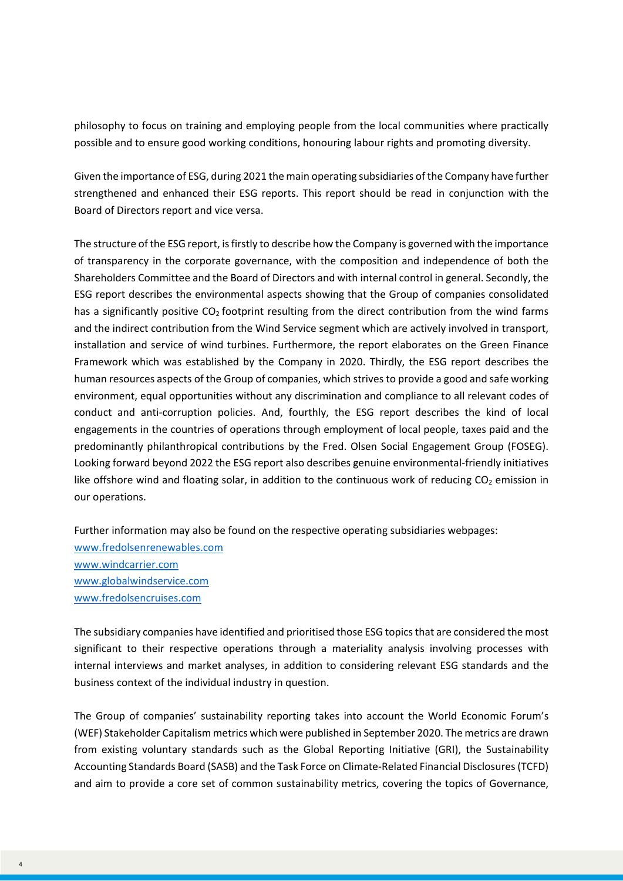philosophy to focus on training and employing people from the local communities where practically possible and to ensure good working conditions, honouring labour rights and promoting diversity.

Given the importance of ESG, during 2021 the main operating subsidiaries of the Company have further strengthened and enhanced their ESG reports. This report should be read in conjunction with the Board of Directors report and vice versa.

The structure of the ESG report, is firstly to describe how the Company is governed with the importance of transparency in the corporate governance, with the composition and independence of both the Shareholders Committee and the Board of Directors and with internal control in general. Secondly, the ESG report describes the environmental aspects showing that the Group of companies consolidated has a significantly positive $CO_2$ footprint resulting from the direct contribution from the wind farms and the indirect contribution from the Wind Service segment which are actively involved in transport, installation and service of wind turbines. Furthermore, the report elaborates on the Green Finance Framework which was established by the Company in 2020. Thirdly, the ESG report describes the human resources aspects of the Group of companies, which strives to provide a good and safe working environment, equal opportunities without any discrimination and compliance to all relevant codes of conduct and anti-corruption policies. And, fourthly, the ESG report describes the kind of local engagements in the countries of operations through employment of local people, taxes paid and the predominantly philanthropical contributions by the Fred. Olsen Social Engagement Group (FOSEG). Looking forward beyond 2022 the ESG report also describes genuine environmental-friendly initiatives like offshore wind and floating solar, in addition to the continuous work of reducing $CO_2$ emission in our operations.

Further information may also be found on the respective operating subsidiaries webpages:
www.fredolsenrenewables.com
www.windcarrier.com
www.globalwindservice.com
www.fredolsencruises.com

The subsidiary companies have identified and prioritised those ESG topics that are considered the most significant to their respective operations through a materiality analysis involving processes with internal interviews and market analyses, in addition to considering relevant ESG standards and the business context of the individual industry in question.

The Group of companies' sustainability reporting takes into account the World Economic Forum's (WEF) Stakeholder Capitalism metrics which were published in September 2020. The metrics are drawn from existing voluntary standards such as the Global Reporting Initiative (GRI), the Sustainability Accounting Standards Board (SASB) and the Task Force on Climate-Related Financial Disclosures (TCFD) and aim to provide a core set of common sustainability metrics, covering the topics of Governance,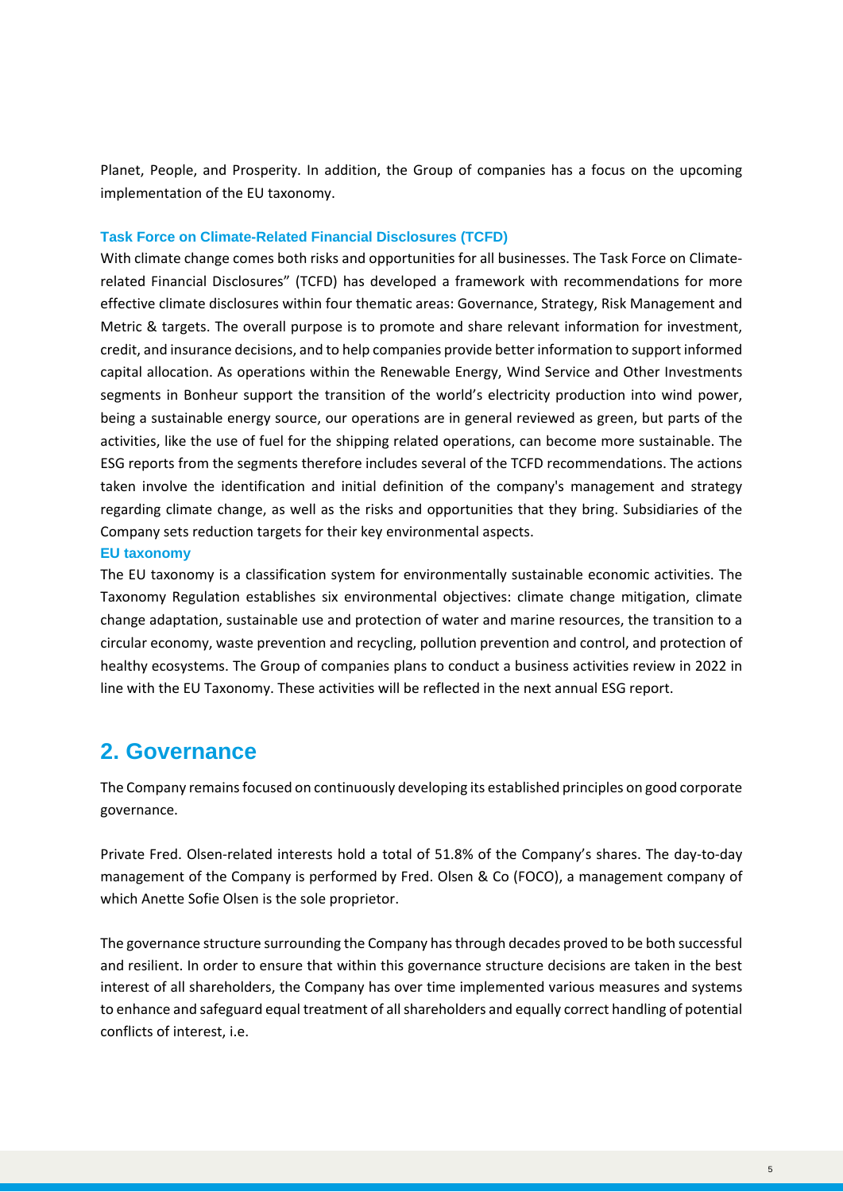Planet, People, and Prosperity. In addition, the Group of companies has a focus on the upcoming implementation of the EU taxonomy.

### Task Force on Climate-Related Financial Disclosures (TCFD)

With climate change comes both risks and opportunities for all businesses. The Task Force on Climate-related Financial Disclosures" (TCFD) has developed a framework with recommendations for more effective climate disclosures within four thematic areas: Governance, Strategy, Risk Management and Metric & targets. The overall purpose is to promote and share relevant information for investment, credit, and insurance decisions, and to help companies provide better information to support informed capital allocation. As operations within the Renewable Energy, Wind Service and Other Investments segments in Bonheur support the transition of the world's electricity production into wind power, being a sustainable energy source, our operations are in general reviewed as green, but parts of the activities, like the use of fuel for the shipping related operations, can become more sustainable. The ESG reports from the segments therefore includes several of the TCFD recommendations. The actions taken involve the identification and initial definition of the company's management and strategy regarding climate change, as well as the risks and opportunities that they bring. Subsidiaries of the Company sets reduction targets for their key environmental aspects.

### EU taxonomy

The EU taxonomy is a classification system for environmentally sustainable economic activities. The Taxonomy Regulation establishes six environmental objectives: climate change mitigation, climate change adaptation, sustainable use and protection of water and marine resources, the transition to a circular economy, waste prevention and recycling, pollution prevention and control, and protection of healthy ecosystems. The Group of companies plans to conduct a business activities review in 2022 in line with the EU Taxonomy. These activities will be reflected in the next annual ESG report.

## 2. Governance

The Company remains focused on continuously developing its established principles on good corporate governance.

Private Fred. Olsen-related interests hold a total of 51.8% of the Company's shares. The day-to-day management of the Company is performed by Fred. Olsen & Co (FOCO), a management company of which Anette Sofie Olsen is the sole proprietor.

The governance structure surrounding the Company has through decades proved to be both successful and resilient. In order to ensure that within this governance structure decisions are taken in the best interest of all shareholders, the Company has over time implemented various measures and systems to enhance and safeguard equal treatment of all shareholders and equally correct handling of potential conflicts of interest, i.e.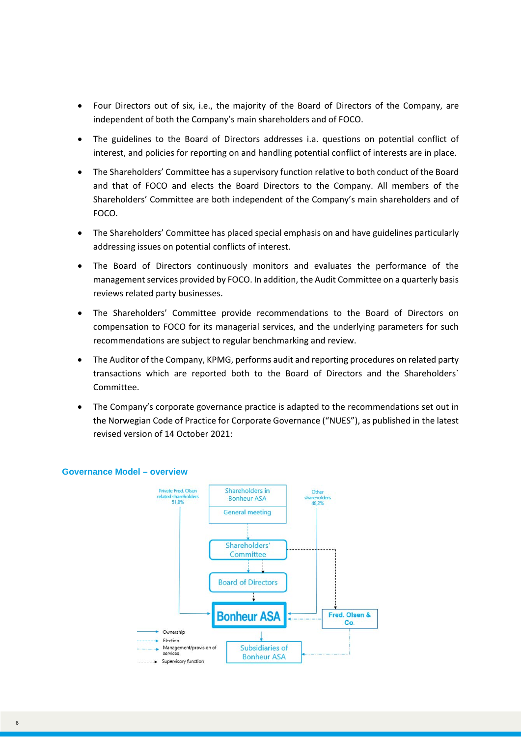- Four Directors out of six, i.e., the majority of the Board of Directors of the Company, are independent of both the Company's main shareholders and of FOCO.
- The guidelines to the Board of Directors addresses i.a. questions on potential conflict of interest, and policies for reporting on and handling potential conflict of interests are in place.
- The Shareholders' Committee has a supervisory function relative to both conduct of the Board and that of FOCO and elects the Board Directors to the Company. All members of the Shareholders' Committee are both independent of the Company's main shareholders and of FOCO.
- The Shareholders' Committee has placed special emphasis on and have guidelines particularly addressing issues on potential conflicts of interest.
- The Board of Directors continuously monitors and evaluates the performance of the management services provided by FOCO. In addition, the Audit Committee on a quarterly basis reviews related party businesses.
- The Shareholders' Committee provide recommendations to the Board of Directors on compensation to FOCO for its managerial services, and the underlying parameters for such recommendations are subject to regular benchmarking and review.
- The Auditor of the Company, KPMG, performs audit and reporting procedures on related party transactions which are reported both to the Board of Directors and the Shareholders` Committee.
- The Company's corporate governance practice is adapted to the recommendations set out in the Norwegian Code of Practice for Corporate Governance ("NUES"), as published in the latest revised version of 14 October 2021:

### Governance Model – overview

Private Fred. Olsen related shareholders 51,8%

Shareholders in Bonheur ASA

General meeting

Other shareholders 48,2%

Shareholders' Committee

Board of Directors

Bonheur ASA

Fred. Olsen & Co.

Subsidiaries of Bonheur ASA

Ownership

Election

Management/provision of services

Supervisory function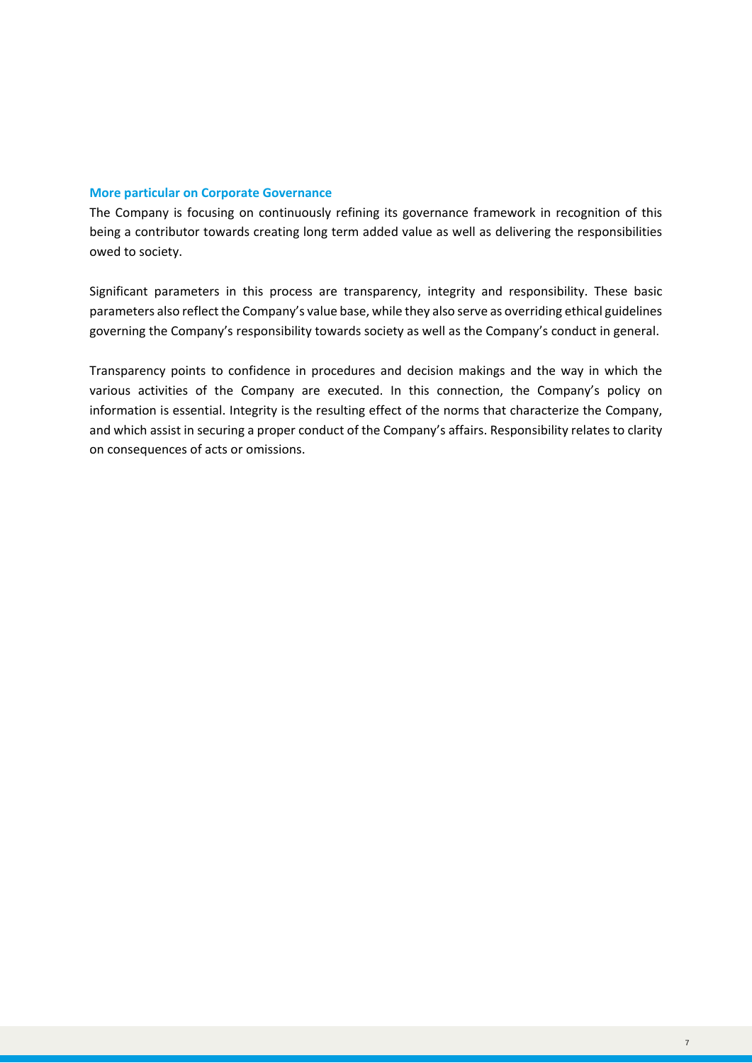### More particular on Corporate Governance

The Company is focusing on continuously refining its governance framework in recognition of this being a contributor towards creating long term added value as well as delivering the responsibilities owed to society.

Significant parameters in this process are transparency, integrity and responsibility. These basic parameters also reflect the Company's value base, while they also serve as overriding ethical guidelines governing the Company's responsibility towards society as well as the Company's conduct in general.

Transparency points to confidence in procedures and decision makings and the way in which the various activities of the Company are executed. In this connection, the Company's policy on information is essential. Integrity is the resulting effect of the norms that characterize the Company, and which assist in securing a proper conduct of the Company's affairs. Responsibility relates to clarity on consequences of acts or omissions.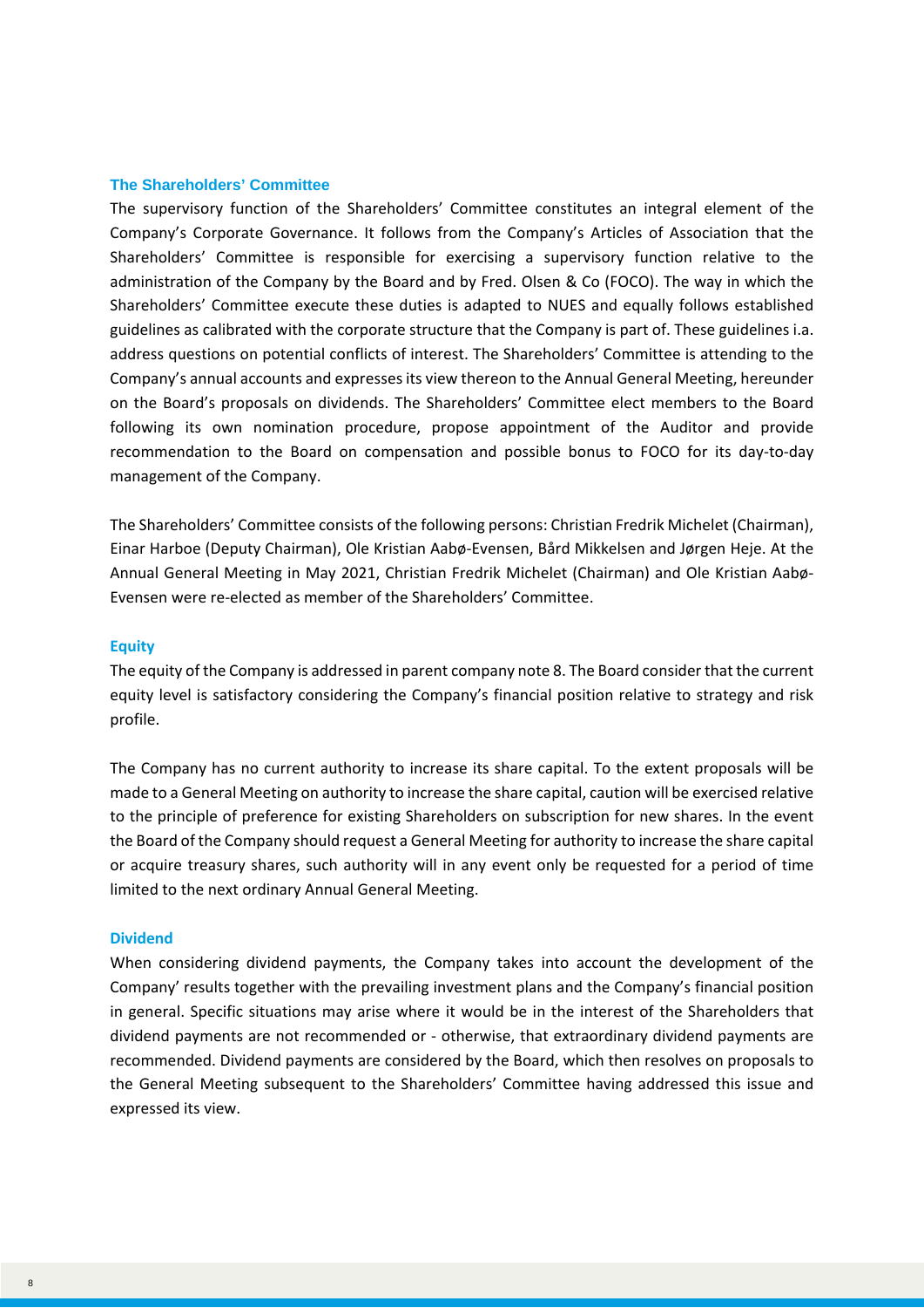### The Shareholders' Committee

The supervisory function of the Shareholders' Committee constitutes an integral element of the Company's Corporate Governance. It follows from the Company's Articles of Association that the Shareholders' Committee is responsible for exercising a supervisory function relative to the administration of the Company by the Board and by Fred. Olsen & Co (FOCO). The way in which the Shareholders' Committee execute these duties is adapted to NUES and equally follows established guidelines as calibrated with the corporate structure that the Company is part of. These guidelines i.a. address questions on potential conflicts of interest. The Shareholders' Committee is attending to the Company's annual accounts and expresses its view thereon to the Annual General Meeting, hereunder on the Board's proposals on dividends. The Shareholders' Committee elect members to the Board following its own nomination procedure, propose appointment of the Auditor and provide recommendation to the Board on compensation and possible bonus to FOCO for its day-to-day management of the Company.

The Shareholders' Committee consists of the following persons: Christian Fredrik Michelet (Chairman), Einar Harboe (Deputy Chairman), Ole Kristian Aabø-Evensen, Bård Mikkelsen and Jørgen Heje. At the Annual General Meeting in May 2021, Christian Fredrik Michelet (Chairman) and Ole Kristian Aabø-Evensen were re-elected as member of the Shareholders' Committee.

### Equity

The equity of the Company is addressed in parent company note 8. The Board consider that the current equity level is satisfactory considering the Company's financial position relative to strategy and risk profile.

The Company has no current authority to increase its share capital. To the extent proposals will be made to a General Meeting on authority to increase the share capital, caution will be exercised relative to the principle of preference for existing Shareholders on subscription for new shares. In the event the Board of the Company should request a General Meeting for authority to increase the share capital or acquire treasury shares, such authority will in any event only be requested for a period of time limited to the next ordinary Annual General Meeting.

### Dividend

When considering dividend payments, the Company takes into account the development of the Company' results together with the prevailing investment plans and the Company's financial position in general. Specific situations may arise where it would be in the interest of the Shareholders that dividend payments are not recommended or - otherwise, that extraordinary dividend payments are recommended. Dividend payments are considered by the Board, which then resolves on proposals to the General Meeting subsequent to the Shareholders' Committee having addressed this issue and expressed its view.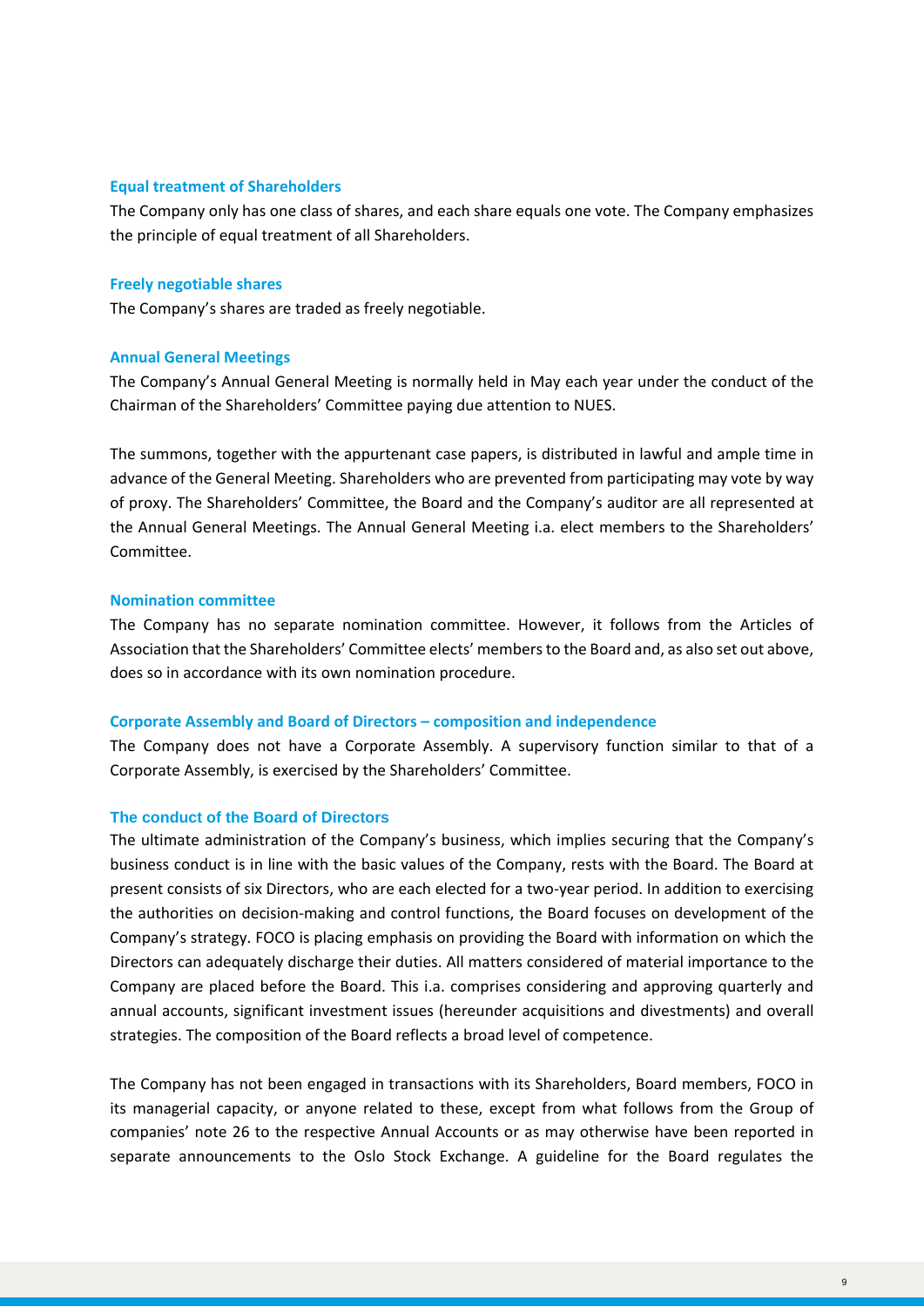### Equal treatment of Shareholders

The Company only has one class of shares, and each share equals one vote. The Company emphasizes the principle of equal treatment of all Shareholders.

### Freely negotiable shares

The Company's shares are traded as freely negotiable.

### Annual General Meetings

The Company's Annual General Meeting is normally held in May each year under the conduct of the Chairman of the Shareholders' Committee paying due attention to NUES.

The summons, together with the appurtenant case papers, is distributed in lawful and ample time in advance of the General Meeting. Shareholders who are prevented from participating may vote by way of proxy. The Shareholders' Committee, the Board and the Company's auditor are all represented at the Annual General Meetings. The Annual General Meeting i.a. elect members to the Shareholders' Committee.

### Nomination committee

The Company has no separate nomination committee. However, it follows from the Articles of Association that the Shareholders' Committee elects' members to the Board and, as also set out above, does so in accordance with its own nomination procedure.

### Corporate Assembly and Board of Directors – composition and independence

The Company does not have a Corporate Assembly. A supervisory function similar to that of a Corporate Assembly, is exercised by the Shareholders' Committee.

### The conduct of the Board of Directors

The ultimate administration of the Company's business, which implies securing that the Company's business conduct is in line with the basic values of the Company, rests with the Board. The Board at present consists of six Directors, who are each elected for a two-year period. In addition to exercising the authorities on decision-making and control functions, the Board focuses on development of the Company's strategy. FOCO is placing emphasis on providing the Board with information on which the Directors can adequately discharge their duties. All matters considered of material importance to the Company are placed before the Board. This i.a. comprises considering and approving quarterly and annual accounts, significant investment issues (hereunder acquisitions and divestments) and overall strategies. The composition of the Board reflects a broad level of competence.

The Company has not been engaged in transactions with its Shareholders, Board members, FOCO in its managerial capacity, or anyone related to these, except from what follows from the Group of companies' note 26 to the respective Annual Accounts or as may otherwise have been reported in separate announcements to the Oslo Stock Exchange. A guideline for the Board regulates the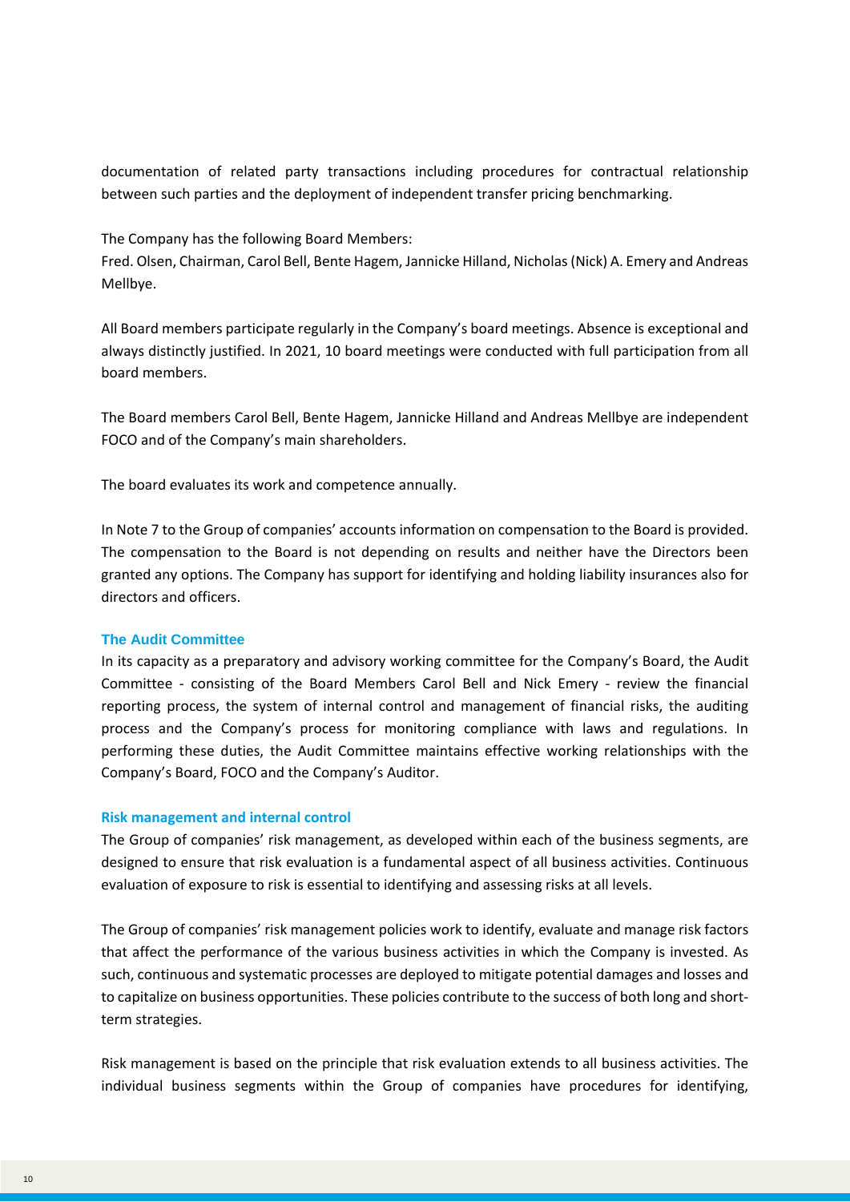documentation of related party transactions including procedures for contractual relationship between such parties and the deployment of independent transfer pricing benchmarking.

The Company has the following Board Members:
Fred. Olsen, Chairman, Carol Bell, Bente Hagem, Jannicke Hilland, Nicholas (Nick) A. Emery and Andreas Mellbye.

All Board members participate regularly in the Company's board meetings. Absence is exceptional and always distinctly justified. In 2021, 10 board meetings were conducted with full participation from all board members.

The Board members Carol Bell, Bente Hagem, Jannicke Hilland and Andreas Mellbye are independent FOCO and of the Company's main shareholders.

The board evaluates its work and competence annually.

In Note 7 to the Group of companies' accounts information on compensation to the Board is provided. The compensation to the Board is not depending on results and neither have the Directors been granted any options. The Company has support for identifying and holding liability insurances also for directors and officers.

### The Audit Committee

In its capacity as a preparatory and advisory working committee for the Company's Board, the Audit Committee - consisting of the Board Members Carol Bell and Nick Emery - review the financial reporting process, the system of internal control and management of financial risks, the auditing process and the Company's process for monitoring compliance with laws and regulations. In performing these duties, the Audit Committee maintains effective working relationships with the Company's Board, FOCO and the Company's Auditor.

### Risk management and internal control

The Group of companies' risk management, as developed within each of the business segments, are designed to ensure that risk evaluation is a fundamental aspect of all business activities. Continuous evaluation of exposure to risk is essential to identifying and assessing risks at all levels.

The Group of companies' risk management policies work to identify, evaluate and manage risk factors that affect the performance of the various business activities in which the Company is invested. As such, continuous and systematic processes are deployed to mitigate potential damages and losses and to capitalize on business opportunities. These policies contribute to the success of both long and short-term strategies.

Risk management is based on the principle that risk evaluation extends to all business activities. The individual business segments within the Group of companies have procedures for identifying,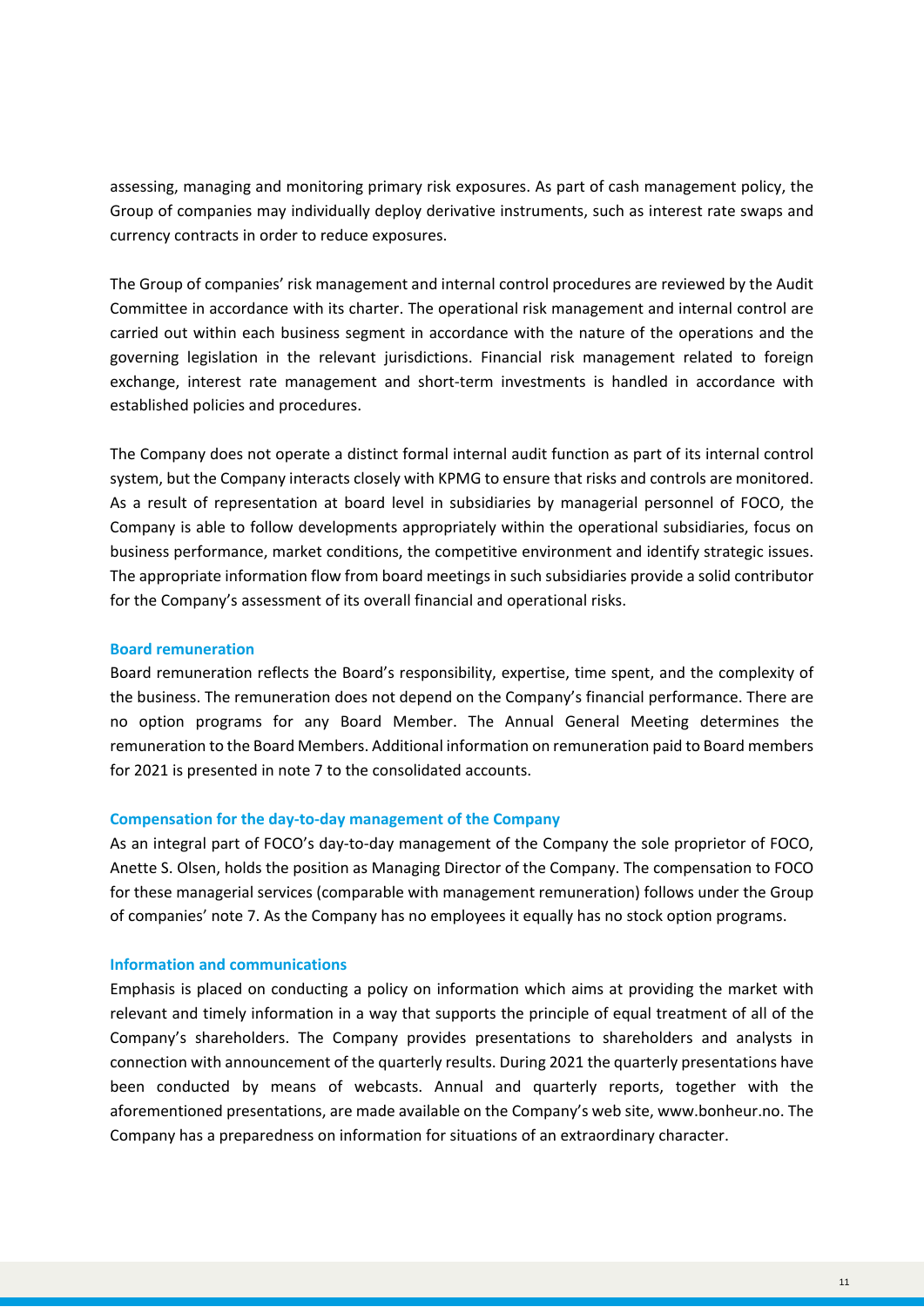assessing, managing and monitoring primary risk exposures. As part of cash management policy, the Group of companies may individually deploy derivative instruments, such as interest rate swaps and currency contracts in order to reduce exposures.

The Group of companies' risk management and internal control procedures are reviewed by the Audit Committee in accordance with its charter. The operational risk management and internal control are carried out within each business segment in accordance with the nature of the operations and the governing legislation in the relevant jurisdictions. Financial risk management related to foreign exchange, interest rate management and short-term investments is handled in accordance with established policies and procedures.

The Company does not operate a distinct formal internal audit function as part of its internal control system, but the Company interacts closely with KPMG to ensure that risks and controls are monitored. As a result of representation at board level in subsidiaries by managerial personnel of FOCO, the Company is able to follow developments appropriately within the operational subsidiaries, focus on business performance, market conditions, the competitive environment and identify strategic issues. The appropriate information flow from board meetings in such subsidiaries provide a solid contributor for the Company's assessment of its overall financial and operational risks.

### Board remuneration

Board remuneration reflects the Board's responsibility, expertise, time spent, and the complexity of the business. The remuneration does not depend on the Company's financial performance. There are no option programs for any Board Member. The Annual General Meeting determines the remuneration to the Board Members. Additional information on remuneration paid to Board members for 2021 is presented in note 7 to the consolidated accounts.

### Compensation for the day-to-day management of the Company

As an integral part of FOCO's day-to-day management of the Company the sole proprietor of FOCO, Anette S. Olsen, holds the position as Managing Director of the Company. The compensation to FOCO for these managerial services (comparable with management remuneration) follows under the Group of companies' note 7. As the Company has no employees it equally has no stock option programs.

### Information and communications

Emphasis is placed on conducting a policy on information which aims at providing the market with relevant and timely information in a way that supports the principle of equal treatment of all of the Company's shareholders. The Company provides presentations to shareholders and analysts in connection with announcement of the quarterly results. During 2021 the quarterly presentations have been conducted by means of webcasts. Annual and quarterly reports, together with the aforementioned presentations, are made available on the Company's web site, www.bonheur.no. The Company has a preparedness on information for situations of an extraordinary character.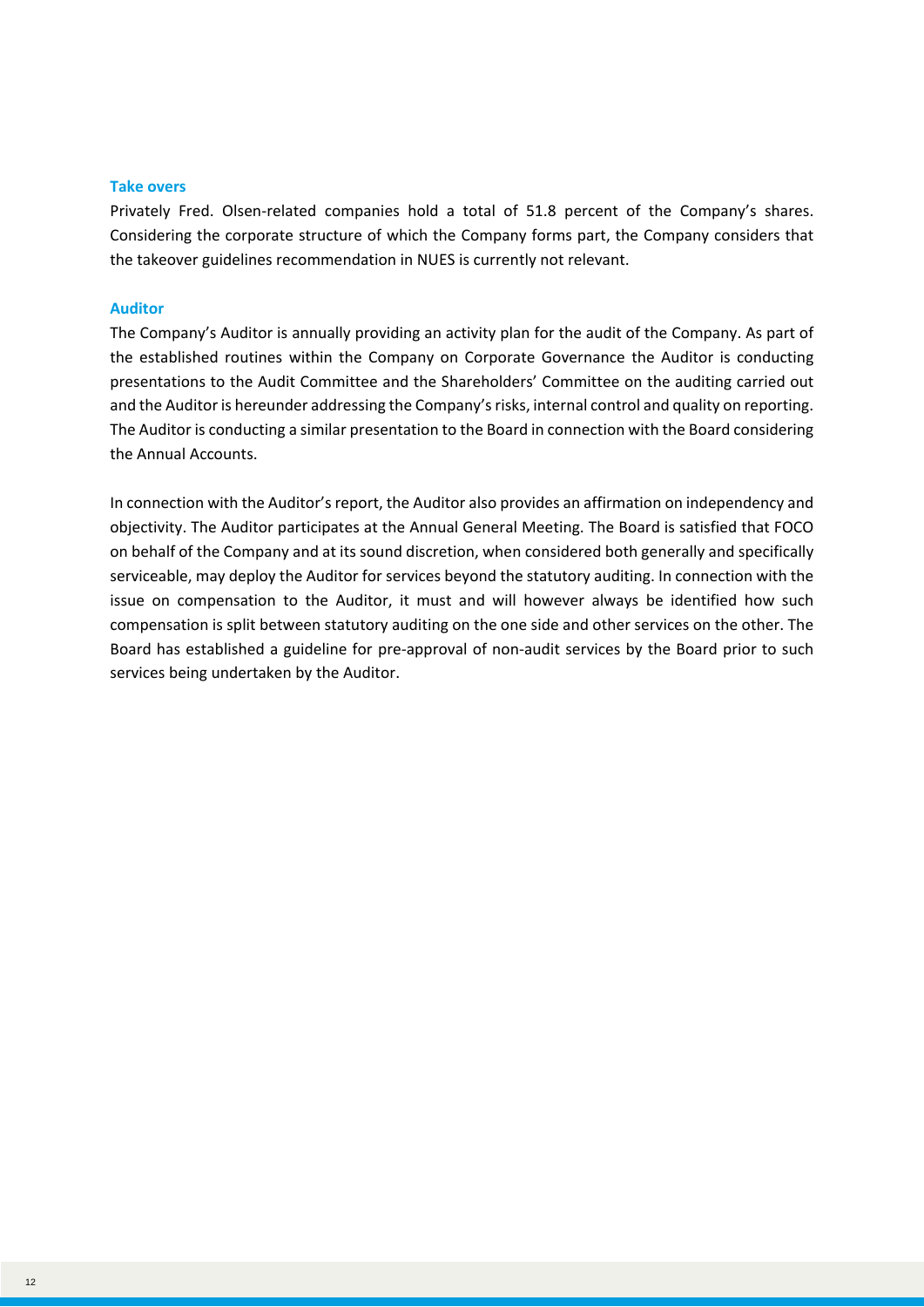### Take overs

Privately Fred. Olsen-related companies hold a total of 51.8 percent of the Company's shares. Considering the corporate structure of which the Company forms part, the Company considers that the takeover guidelines recommendation in NUES is currently not relevant.

### Auditor

The Company's Auditor is annually providing an activity plan for the audit of the Company. As part of the established routines within the Company on Corporate Governance the Auditor is conducting presentations to the Audit Committee and the Shareholders' Committee on the auditing carried out and the Auditor is hereunder addressing the Company's risks, internal control and quality on reporting. The Auditor is conducting a similar presentation to the Board in connection with the Board considering the Annual Accounts.

In connection with the Auditor's report, the Auditor also provides an affirmation on independency and objectivity. The Auditor participates at the Annual General Meeting. The Board is satisfied that FOCO on behalf of the Company and at its sound discretion, when considered both generally and specifically serviceable, may deploy the Auditor for services beyond the statutory auditing. In connection with the issue on compensation to the Auditor, it must and will however always be identified how such compensation is split between statutory auditing on the one side and other services on the other. The Board has established a guideline for pre-approval of non-audit services by the Board prior to such services being undertaken by the Auditor.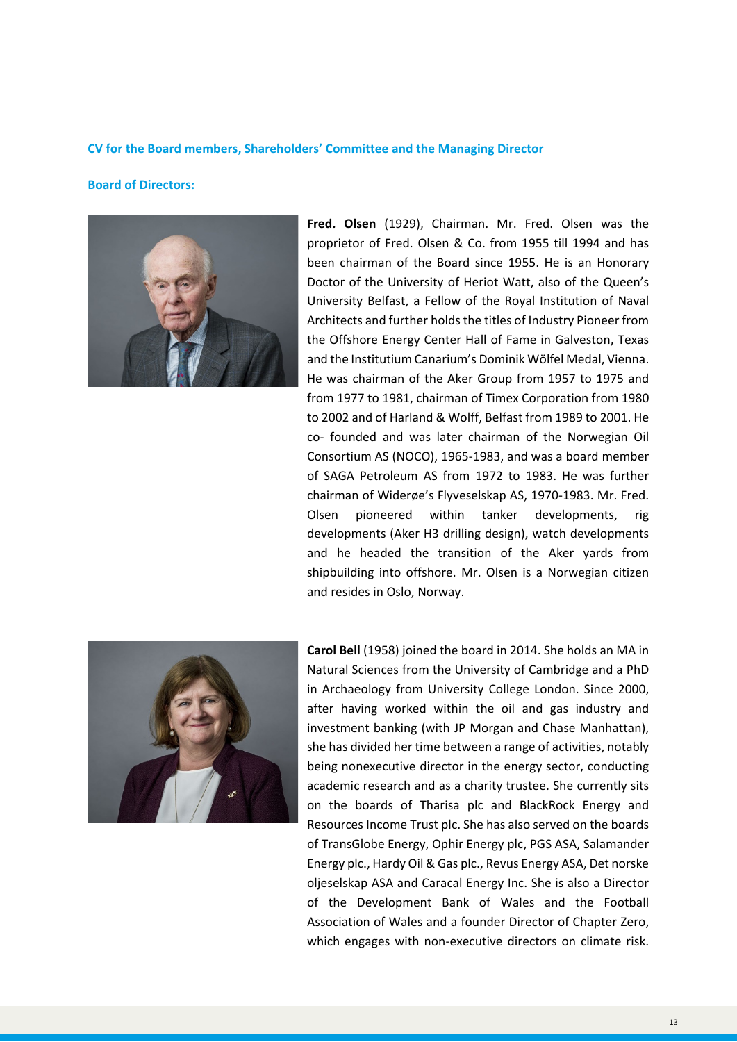### CV for the Board members, Shareholders' Committee and the Managing Director

### Board of Directors:

**Fred. Olsen** (1929), Chairman. Mr. Fred. Olsen was the proprietor of Fred. Olsen & Co. from 1955 till 1994 and has been chairman of the Board since 1955. He is an Honorary Doctor of the University of Heriot Watt, also of the Queen's University Belfast, a Fellow of the Royal Institution of Naval Architects and further holds the titles of Industry Pioneer from the Offshore Energy Center Hall of Fame in Galveston, Texas and the Institutium Canarium's Dominik Wölfel Medal, Vienna. He was chairman of the Aker Group from 1957 to 1975 and from 1977 to 1981, chairman of Timex Corporation from 1980 to 2002 and of Harland & Wolff, Belfast from 1989 to 2001. He co- founded and was later chairman of the Norwegian Oil Consortium AS (NOCO), 1965-1983, and was a board member of SAGA Petroleum AS from 1972 to 1983. He was further chairman of Widerøe's Flyveselskap AS, 1970-1983. Mr. Fred. Olsen pioneered within tanker developments, rig developments (Aker H3 drilling design), watch developments and he headed the transition of the Aker yards from shipbuilding into offshore. Mr. Olsen is a Norwegian citizen and resides in Oslo, Norway.

**Carol Bell** (1958) joined the board in 2014. She holds an MA in Natural Sciences from the University of Cambridge and a PhD in Archaeology from University College London. Since 2000, after having worked within the oil and gas industry and investment banking (with JP Morgan and Chase Manhattan), she has divided her time between a range of activities, notably being nonexecutive director in the energy sector, conducting academic research and as a charity trustee. She currently sits on the boards of Tharisa plc and BlackRock Energy and Resources Income Trust plc. She has also served on the boards of TransGlobe Energy, Ophir Energy plc, PGS ASA, Salamander Energy plc., Hardy Oil & Gas plc., Revus Energy ASA, Det norske oljeselskap ASA and Caracal Energy Inc. She is also a Director of the Development Bank of Wales and the Football Association of Wales and a founder Director of Chapter Zero, which engages with non-executive directors on climate risk.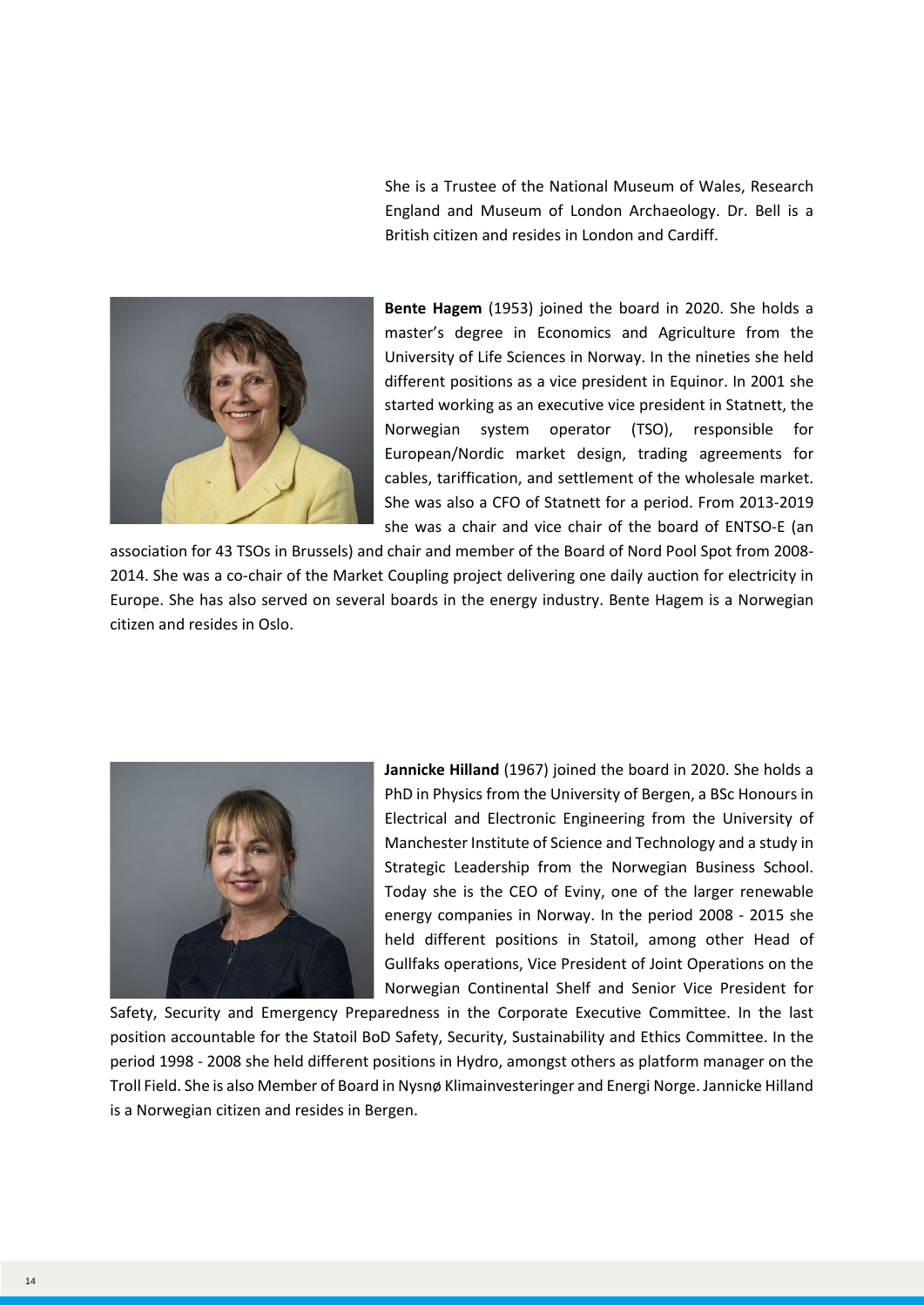She is a Trustee of the National Museum of Wales, Research England and Museum of London Archaeology. Dr. Bell is a British citizen and resides in London and Cardiff.

**Bente Hagem** (1953) joined the board in 2020. She holds a master's degree in Economics and Agriculture from the University of Life Sciences in Norway. In the nineties she held different positions as a vice president in Equinor. In 2001 she started working as an executive vice president in Statnett, the Norwegian system operator (TSO), responsible for European/Nordic market design, trading agreements for cables, tariffication, and settlement of the wholesale market. She was also a CFO of Statnett for a period. From 2013-2019 she was a chair and vice chair of the board of ENTSO-E (an association for 43 TSOs in Brussels) and chair and member of the Board of Nord Pool Spot from 2008-2014. She was a co-chair of the Market Coupling project delivering one daily auction for electricity in Europe. She has also served on several boards in the energy industry. Bente Hagem is a Norwegian citizen and resides in Oslo.

**Jannicke Hilland** (1967) joined the board in 2020. She holds a PhD in Physics from the University of Bergen, a BSc Honours in Electrical and Electronic Engineering from the University of Manchester Institute of Science and Technology and a study in Strategic Leadership from the Norwegian Business School. Today she is the CEO of Eviny, one of the larger renewable energy companies in Norway. In the period 2008 - 2015 she held different positions in Statoil, among other Head of Gullfaks operations, Vice President of Joint Operations on the Norwegian Continental Shelf and Senior Vice President for Safety, Security and Emergency Preparedness in the Corporate Executive Committee. In the last position accountable for the Statoil BoD Safety, Security, Sustainability and Ethics Committee. In the period 1998 - 2008 she held different positions in Hydro, amongst others as platform manager on the Troll Field. She is also Member of Board in Nysnø Klimainvesteringer and Energi Norge. Jannicke Hilland is a Norwegian citizen and resides in Bergen.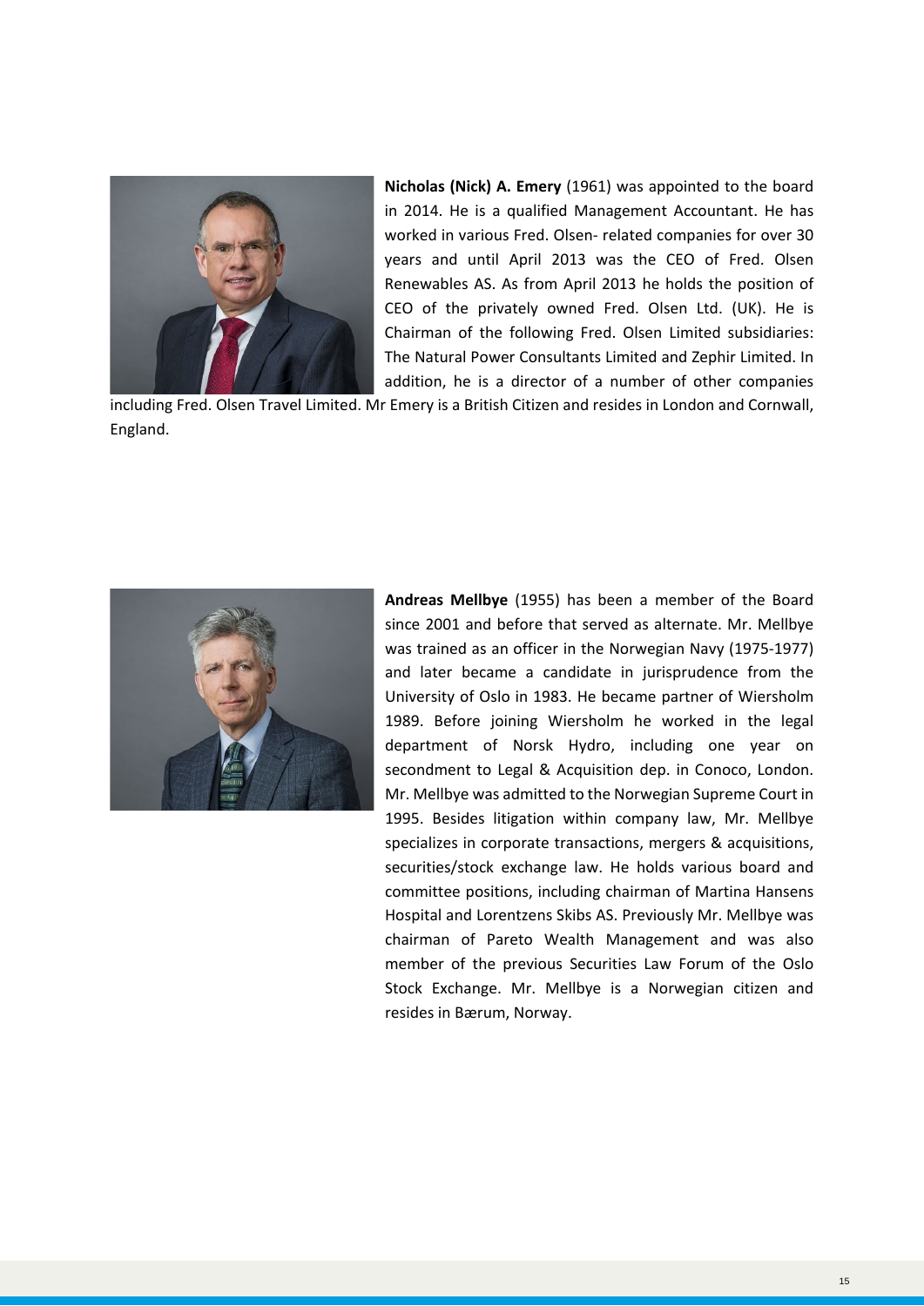**Nicholas (Nick) A. Emery** (1961) was appointed to the board in 2014. He is a qualified Management Accountant. He has worked in various Fred. Olsen- related companies for over 30 years and until April 2013 was the CEO of Fred. Olsen Renewables AS. As from April 2013 he holds the position of CEO of the privately owned Fred. Olsen Ltd. (UK). He is Chairman of the following Fred. Olsen Limited subsidiaries: The Natural Power Consultants Limited and Zephir Limited. In addition, he is a director of a number of other companies including Fred. Olsen Travel Limited. Mr Emery is a British Citizen and resides in London and Cornwall, England.

**Andreas Mellbye** (1955) has been a member of the Board since 2001 and before that served as alternate. Mr. Mellbye was trained as an officer in the Norwegian Navy (1975-1977) and later became a candidate in jurisprudence from the University of Oslo in 1983. He became partner of Wiersholm 1989. Before joining Wiersholm he worked in the legal department of Norsk Hydro, including one year on secondment to Legal & Acquisition dep. in Conoco, London. Mr. Mellbye was admitted to the Norwegian Supreme Court in 1995. Besides litigation within company law, Mr. Mellbye specializes in corporate transactions, mergers & acquisitions, securities/stock exchange law. He holds various board and committee positions, including chairman of Martina Hansens Hospital and Lorentzens Skibs AS. Previously Mr. Mellbye was chairman of Pareto Wealth Management and was also member of the previous Securities Law Forum of the Oslo Stock Exchange. Mr. Mellbye is a Norwegian citizen and resides in Bærum, Norway.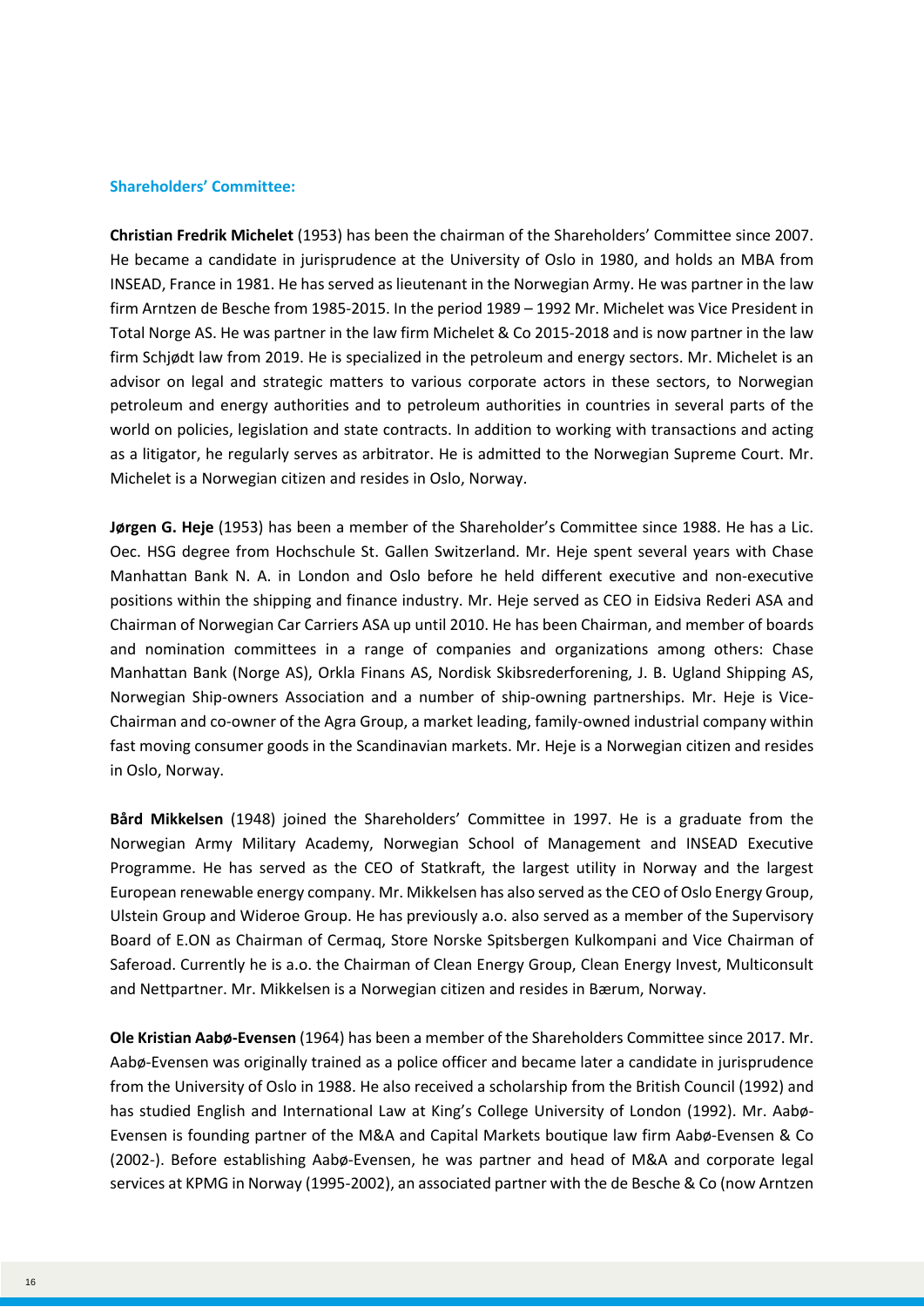### Shareholders' Committee:

**Christian Fredrik Michelet** (1953) has been the chairman of the Shareholders' Committee since 2007. He became a candidate in jurisprudence at the University of Oslo in 1980, and holds an MBA from INSEAD, France in 1981. He has served as lieutenant in the Norwegian Army. He was partner in the law firm Arntzen de Besche from 1985-2015. In the period 1989 – 1992 Mr. Michelet was Vice President in Total Norge AS. He was partner in the law firm Michelet & Co 2015-2018 and is now partner in the law firm Schjødt law from 2019. He is specialized in the petroleum and energy sectors. Mr. Michelet is an advisor on legal and strategic matters to various corporate actors in these sectors, to Norwegian petroleum and energy authorities and to petroleum authorities in countries in several parts of the world on policies, legislation and state contracts. In addition to working with transactions and acting as a litigator, he regularly serves as arbitrator. He is admitted to the Norwegian Supreme Court. Mr. Michelet is a Norwegian citizen and resides in Oslo, Norway.

**Jørgen G. Heje** (1953) has been a member of the Shareholder's Committee since 1988. He has a Lic. Oec. HSG degree from Hochschule St. Gallen Switzerland. Mr. Heje spent several years with Chase Manhattan Bank N. A. in London and Oslo before he held different executive and non-executive positions within the shipping and finance industry. Mr. Heje served as CEO in Eidsiva Rederi ASA and Chairman of Norwegian Car Carriers ASA up until 2010. He has been Chairman, and member of boards and nomination committees in a range of companies and organizations among others: Chase Manhattan Bank (Norge AS), Orkla Finans AS, Nordisk Skibsrederforening, J. B. Ugland Shipping AS, Norwegian Ship-owners Association and a number of ship-owning partnerships. Mr. Heje is Vice-Chairman and co-owner of the Agra Group, a market leading, family-owned industrial company within fast moving consumer goods in the Scandinavian markets. Mr. Heje is a Norwegian citizen and resides in Oslo, Norway.

**Bård Mikkelsen** (1948) joined the Shareholders' Committee in 1997. He is a graduate from the Norwegian Army Military Academy, Norwegian School of Management and INSEAD Executive Programme. He has served as the CEO of Statkraft, the largest utility in Norway and the largest European renewable energy company. Mr. Mikkelsen has also served as the CEO of Oslo Energy Group, Ulstein Group and Wideroe Group. He has previously a.o. also served as a member of the Supervisory Board of E.ON as Chairman of Cermaq, Store Norske Spitsbergen Kulkompani and Vice Chairman of Saferoad. Currently he is a.o. the Chairman of Clean Energy Group, Clean Energy Invest, Multiconsult and Nettpartner. Mr. Mikkelsen is a Norwegian citizen and resides in Bærum, Norway.

**Ole Kristian Aabø-Evensen** (1964) has been a member of the Shareholders Committee since 2017. Mr. Aabø-Evensen was originally trained as a police officer and became later a candidate in jurisprudence from the University of Oslo in 1988. He also received a scholarship from the British Council (1992) and has studied English and International Law at King's College University of London (1992). Mr. Aabø-Evensen is founding partner of the M&A and Capital Markets boutique law firm Aabø-Evensen & Co (2002-). Before establishing Aabø-Evensen, he was partner and head of M&A and corporate legal services at KPMG in Norway (1995-2002), an associated partner with the de Besche & Co (now Arntzen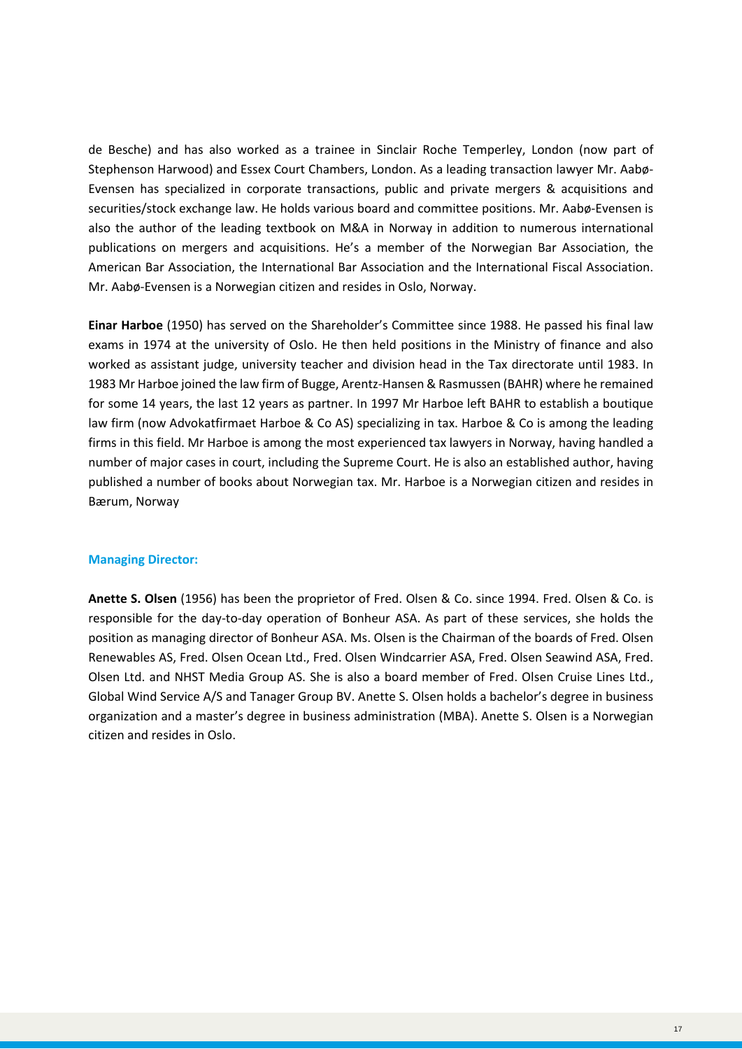de Besche) and has also worked as a trainee in Sinclair Roche Temperley, London (now part of Stephenson Harwood) and Essex Court Chambers, London. As a leading transaction lawyer Mr. Aabø-Evensen has specialized in corporate transactions, public and private mergers & acquisitions and securities/stock exchange law. He holds various board and committee positions. Mr. Aabø-Evensen is also the author of the leading textbook on M&A in Norway in addition to numerous international publications on mergers and acquisitions. He's a member of the Norwegian Bar Association, the American Bar Association, the International Bar Association and the International Fiscal Association. Mr. Aabø-Evensen is a Norwegian citizen and resides in Oslo, Norway.

**Einar Harboe** (1950) has served on the Shareholder's Committee since 1988. He passed his final law exams in 1974 at the university of Oslo. He then held positions in the Ministry of finance and also worked as assistant judge, university teacher and division head in the Tax directorate until 1983. In 1983 Mr Harboe joined the law firm of Bugge, Arentz-Hansen & Rasmussen (BAHR) where he remained for some 14 years, the last 12 years as partner. In 1997 Mr Harboe left BAHR to establish a boutique law firm (now Advokatfirmaet Harboe & Co AS) specializing in tax. Harboe & Co is among the leading firms in this field. Mr Harboe is among the most experienced tax lawyers in Norway, having handled a number of major cases in court, including the Supreme Court. He is also an established author, having published a number of books about Norwegian tax. Mr. Harboe is a Norwegian citizen and resides in Bærum, Norway

### Managing Director:

**Anette S. Olsen** (1956) has been the proprietor of Fred. Olsen & Co. since 1994. Fred. Olsen & Co. is responsible for the day-to-day operation of Bonheur ASA. As part of these services, she holds the position as managing director of Bonheur ASA. Ms. Olsen is the Chairman of the boards of Fred. Olsen Renewables AS, Fred. Olsen Ocean Ltd., Fred. Olsen Windcarrier ASA, Fred. Olsen Seawind ASA, Fred. Olsen Ltd. and NHST Media Group AS. She is also a board member of Fred. Olsen Cruise Lines Ltd., Global Wind Service A/S and Tanager Group BV. Anette S. Olsen holds a bachelor's degree in business organization and a master's degree in business administration (MBA). Anette S. Olsen is a Norwegian citizen and resides in Oslo.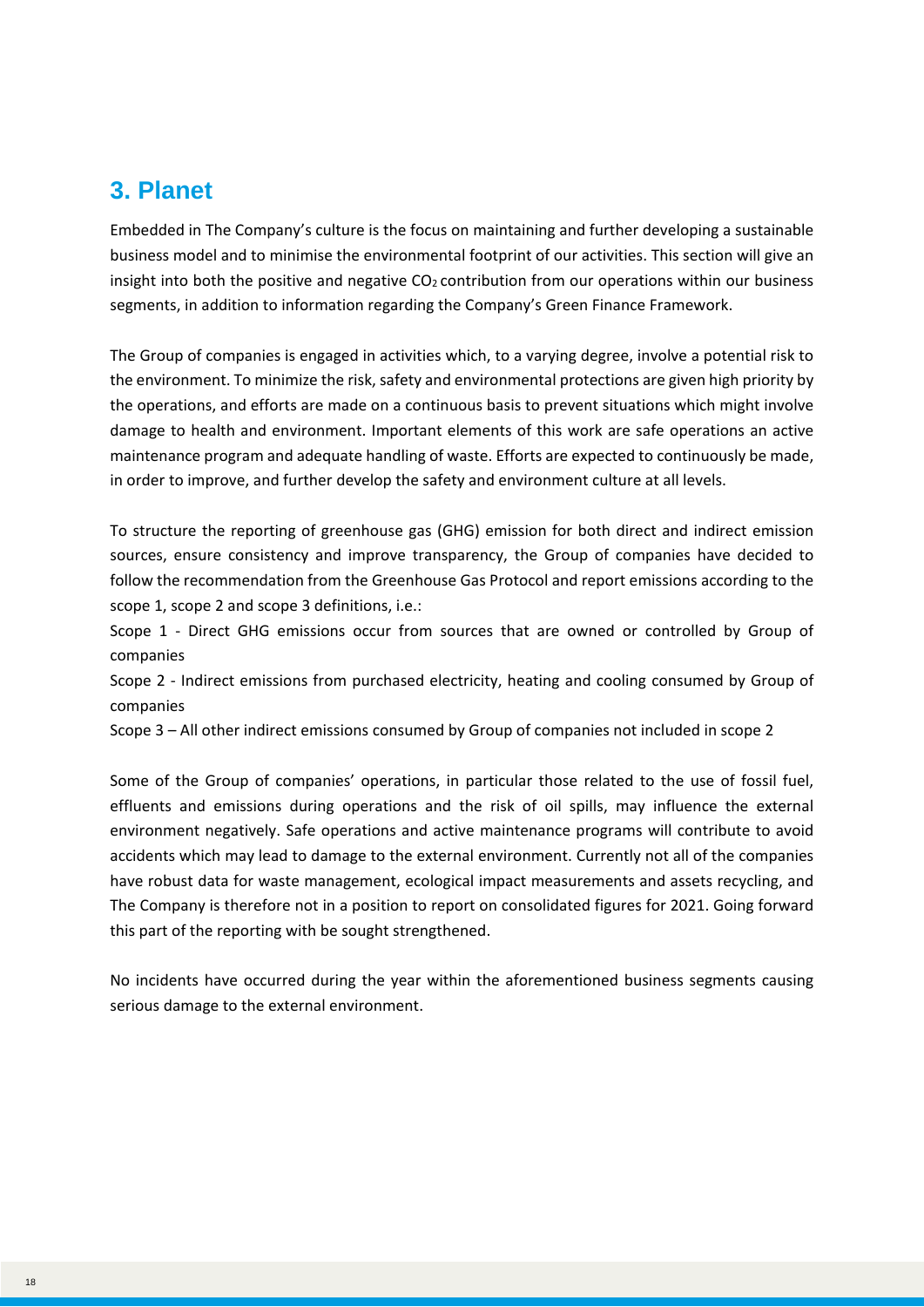## 3. Planet

Embedded in The Company's culture is the focus on maintaining and further developing a sustainable business model and to minimise the environmental footprint of our activities. This section will give an insight into both the positive and negative $CO_2$ contribution from our operations within our business segments, in addition to information regarding the Company's Green Finance Framework.

The Group of companies is engaged in activities which, to a varying degree, involve a potential risk to the environment. To minimize the risk, safety and environmental protections are given high priority by the operations, and efforts are made on a continuous basis to prevent situations which might involve damage to health and environment. Important elements of this work are safe operations an active maintenance program and adequate handling of waste. Efforts are expected to continuously be made, in order to improve, and further develop the safety and environment culture at all levels.

To structure the reporting of greenhouse gas (GHG) emission for both direct and indirect emission sources, ensure consistency and improve transparency, the Group of companies have decided to follow the recommendation from the Greenhouse Gas Protocol and report emissions according to the scope 1, scope 2 and scope 3 definitions, i.e.:

Scope 1 - Direct GHG emissions occur from sources that are owned or controlled by Group of companies

Scope 2 - Indirect emissions from purchased electricity, heating and cooling consumed by Group of companies

Scope 3 – All other indirect emissions consumed by Group of companies not included in scope 2

Some of the Group of companies' operations, in particular those related to the use of fossil fuel, effluents and emissions during operations and the risk of oil spills, may influence the external environment negatively. Safe operations and active maintenance programs will contribute to avoid accidents which may lead to damage to the external environment. Currently not all of the companies have robust data for waste management, ecological impact measurements and assets recycling, and The Company is therefore not in a position to report on consolidated figures for 2021. Going forward this part of the reporting with be sought strengthened.

No incidents have occurred during the year within the aforementioned business segments causing serious damage to the external environment.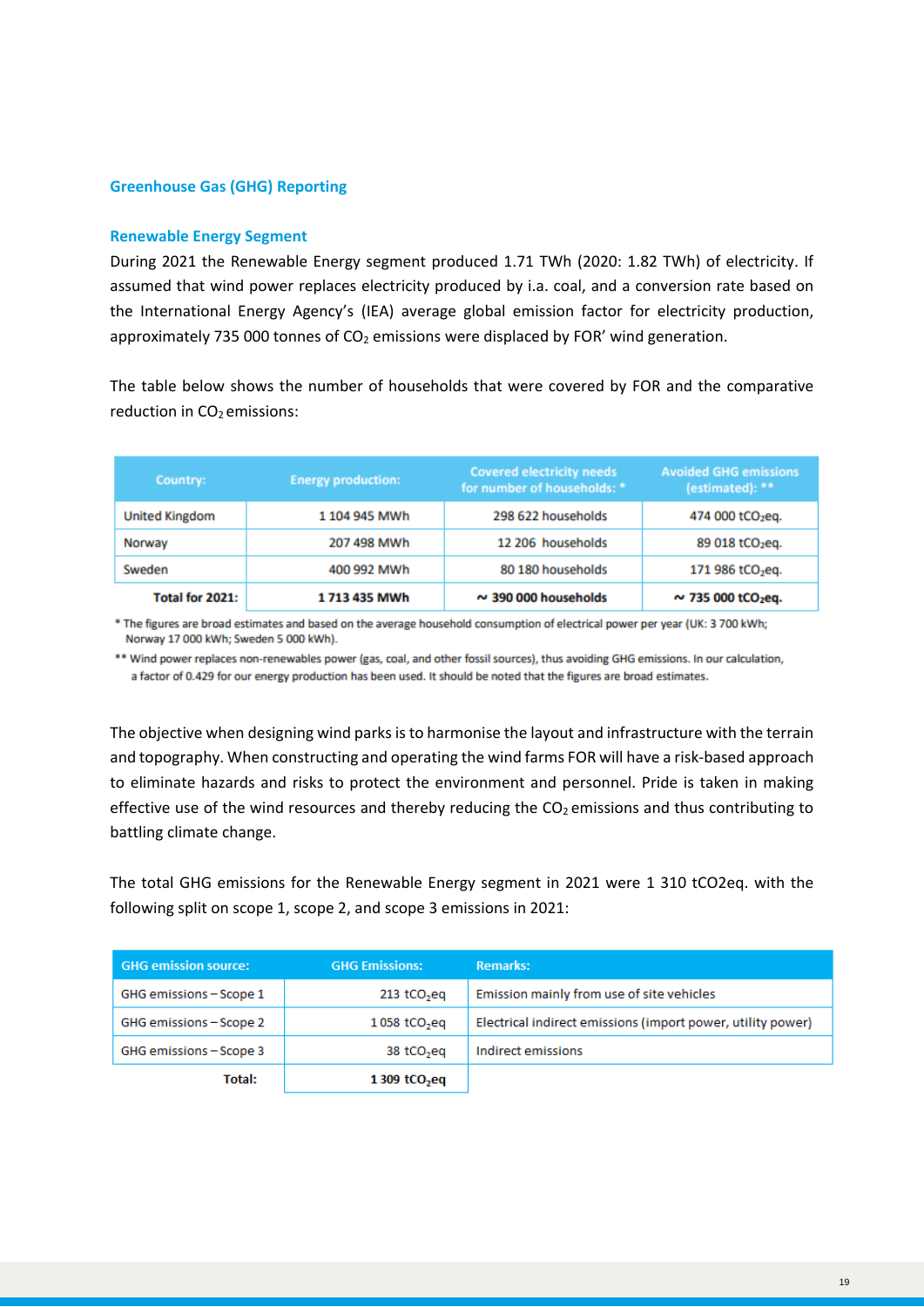## Greenhouse Gas (GHG) Reporting

### Renewable Energy Segment

During 2021 the Renewable Energy segment produced 1.71 TWh (2020: 1.82 TWh) of electricity. If assumed that wind power replaces electricity produced by i.a. coal, and a conversion rate based on the International Energy Agency's (IEA) average global emission factor for electricity production, approximately 735 000 tonnes of $CO_2$ emissions were displaced by FOR' wind generation.

The table below shows the number of households that were covered by FOR and the comparative reduction in $CO_2$ emissions:

| Country: | Energy production: | Covered electricity needs for number of households: * | Avoided GHG emissions (estimated): ** |
|---|---|---|---|
| United Kingdom | 1 104 945 MWh | 298 622 households | 474 000 $tCO_2eq$. |
| Norway | 207 498 MWh | 12 206 households | 89 018 $tCO_2eq$. |
| Sweden | 400 992 MWh | 80 180 households | 171 986 $tCO_2eq$. |
| **Total for 2021:** | **1 713 435 MWh** | **~ 390 000 households** | **~ 735 000 $tCO_2eq$.** |

\* The figures are broad estimates and based on the average household consumption of electrical power per year (UK: 3 700 kWh; Norway 17 000 kWh; Sweden 5 000 kWh).

\*\* Wind power replaces non-renewables power (gas, coal, and other fossil sources), thus avoiding GHG emissions. In our calculation, a factor of 0.429 for our energy production has been used. It should be noted that the figures are broad estimates.

The objective when designing wind parks is to harmonise the layout and infrastructure with the terrain and topography. When constructing and operating the wind farms FOR will have a risk-based approach to eliminate hazards and risks to protect the environment and personnel. Pride is taken in making effective use of the wind resources and thereby reducing the $CO_2$ emissions and thus contributing to battling climate change.

The total GHG emissions for the Renewable Energy segment in 2021 were 1 310 tCO2eq. with the following split on scope 1, scope 2, and scope 3 emissions in 2021:

| GHG emission source: | GHG Emissions: | Remarks: |
|---|---|---|
| GHG emissions – Scope 1 | 213 $tCO_2eq$ | Emission mainly from use of site vehicles |
| GHG emissions – Scope 2 | 1 058 $tCO_2eq$ | Electrical indirect emissions (import power, utility power) |
| GHG emissions – Scope 3 | 38 $tCO_2eq$ | Indirect emissions |
| **Total:** | **1 309 $tCO_2eq$** | |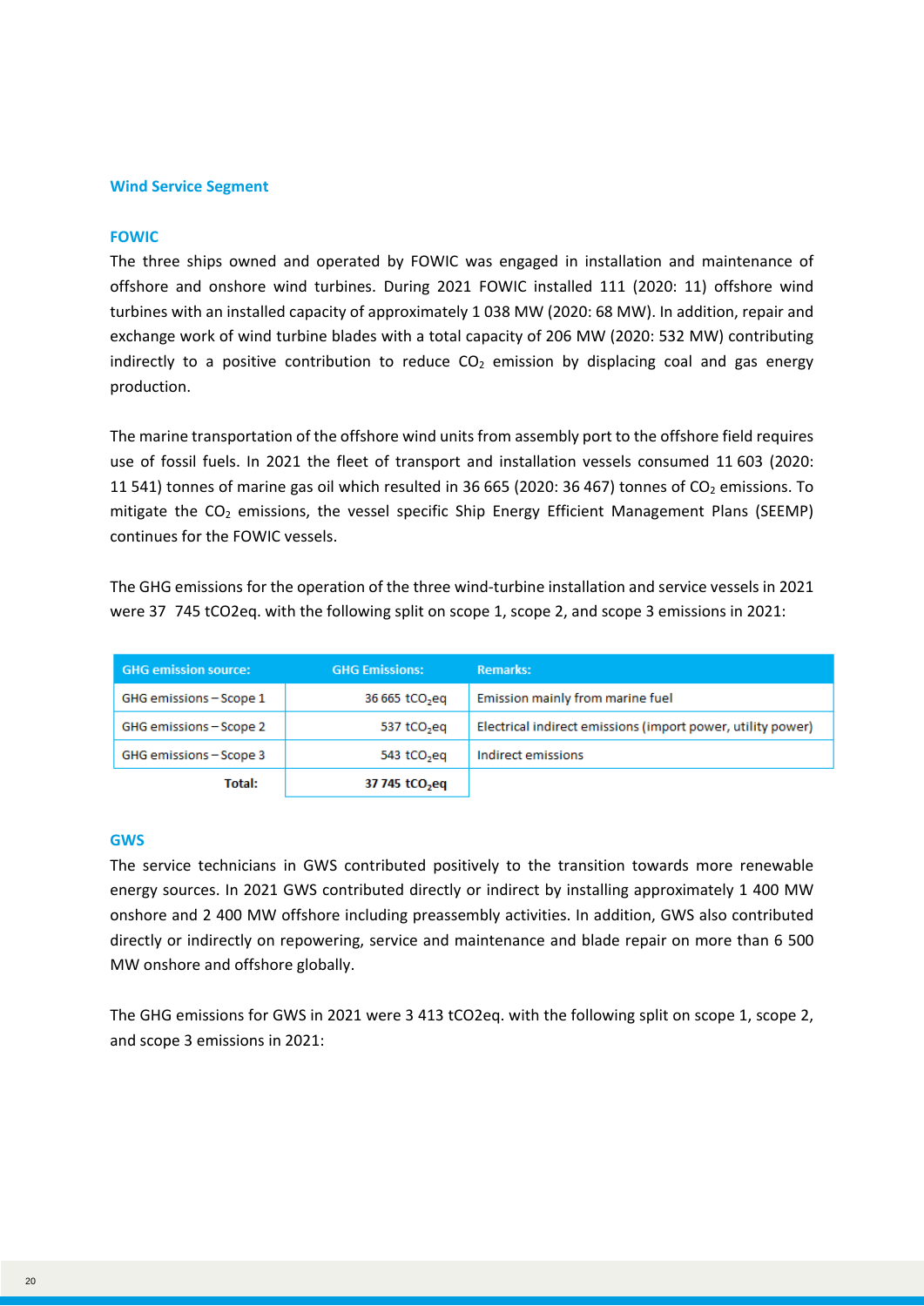## Wind Service Segment

### FOWIC

The three ships owned and operated by FOWIC was engaged in installation and maintenance of offshore and onshore wind turbines. During 2021 FOWIC installed 111 (2020: 11) offshore wind turbines with an installed capacity of approximately 1 038 MW (2020: 68 MW). In addition, repair and exchange work of wind turbine blades with a total capacity of 206 MW (2020: 532 MW) contributing indirectly to a positive contribution to reduce $CO_2$ emission by displacing coal and gas energy production.

The marine transportation of the offshore wind units from assembly port to the offshore field requires use of fossil fuels. In 2021 the fleet of transport and installation vessels consumed 11 603 (2020: 11 541) tonnes of marine gas oil which resulted in 36 665 (2020: 36 467) tonnes of $CO_2$ emissions. To mitigate the $CO_2$ emissions, the vessel specific Ship Energy Efficient Management Plans (SEEMP) continues for the FOWIC vessels.

The GHG emissions for the operation of the three wind-turbine installation and service vessels in 2021 were 37 745 tCO2eq. with the following split on scope 1, scope 2, and scope 3 emissions in 2021:

| GHG emission source: | GHG Emissions: | Remarks: |
|---|---|---|
| GHG emissions – Scope 1 | 36 665 $tCO_2eq$ | Emission mainly from marine fuel |
| GHG emissions – Scope 2 | 537 $tCO_2eq$ | Electrical indirect emissions (import power, utility power) |
| GHG emissions – Scope 3 | 543 $tCO_2eq$ | Indirect emissions |
| **Total:** | **37 745 $tCO_2eq$** | |

### GWS

The service technicians in GWS contributed positively to the transition towards more renewable energy sources. In 2021 GWS contributed directly or indirect by installing approximately 1 400 MW onshore and 2 400 MW offshore including preassembly activities. In addition, GWS also contributed directly or indirectly on repowering, service and maintenance and blade repair on more than 6 500 MW onshore and offshore globally.

The GHG emissions for GWS in 2021 were 3 413 tCO2eq. with the following split on scope 1, scope 2, and scope 3 emissions in 2021: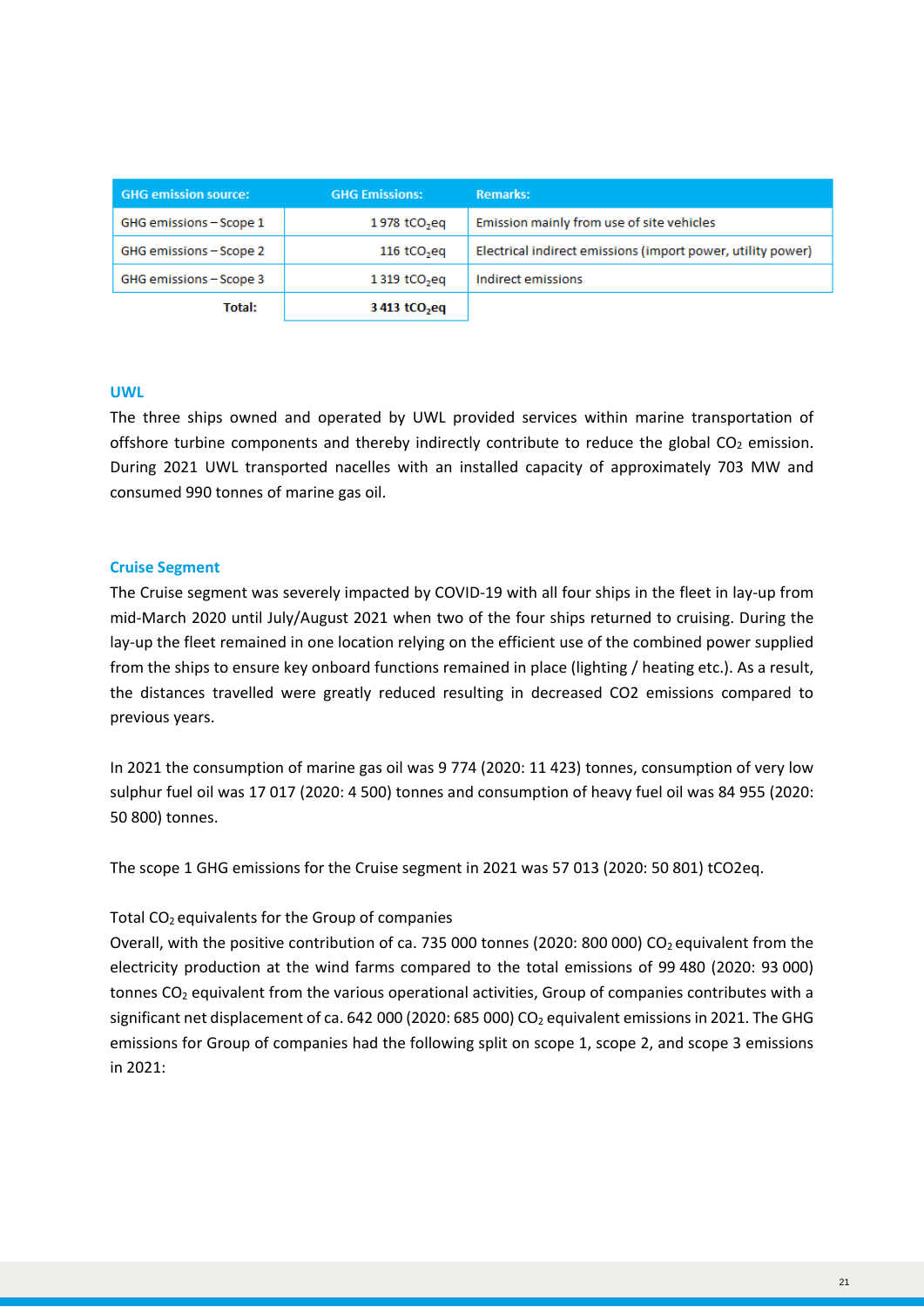| GHG emission source: | GHG Emissions: | Remarks: |
|---|---|---|
| GHG emissions – Scope 1 | 1 978 $tCO_2eq$ | Emission mainly from use of site vehicles |
| GHG emissions – Scope 2 | 116 $tCO_2eq$ | Electrical indirect emissions (import power, utility power) |
| GHG emissions – Scope 3 | 1 319 $tCO_2eq$ | Indirect emissions |
| **Total:** | **3 413 $tCO_2eq$** | |

### UWL

The three ships owned and operated by UWL provided services within marine transportation of offshore turbine components and thereby indirectly contribute to reduce the global $CO_2$ emission. During 2021 UWL transported nacelles with an installed capacity of approximately 703 MW and consumed 990 tonnes of marine gas oil.

### Cruise Segment

The Cruise segment was severely impacted by COVID-19 with all four ships in the fleet in lay-up from mid-March 2020 until July/August 2021 when two of the four ships returned to cruising. During the lay-up the fleet remained in one location relying on the efficient use of the combined power supplied from the ships to ensure key onboard functions remained in place (lighting / heating etc.). As a result, the distances travelled were greatly reduced resulting in decreased CO2 emissions compared to previous years.

In 2021 the consumption of marine gas oil was 9 774 (2020: 11 423) tonnes, consumption of very low sulphur fuel oil was 17 017 (2020: 4 500) tonnes and consumption of heavy fuel oil was 84 955 (2020: 50 800) tonnes.

The scope 1 GHG emissions for the Cruise segment in 2021 was 57 013 (2020: 50 801) tCO2eq.

Total $CO_2$ equivalents for the Group of companies

Overall, with the positive contribution of ca. 735 000 tonnes (2020: 800 000) $CO_2$ equivalent from the electricity production at the wind farms compared to the total emissions of 99 480 (2020: 93 000) tonnes $CO_2$ equivalent from the various operational activities, Group of companies contributes with a significant net displacement of ca. 642 000 (2020: 685 000) $CO_2$ equivalent emissions in 2021. The GHG emissions for Group of companies had the following split on scope 1, scope 2, and scope 3 emissions in 2021: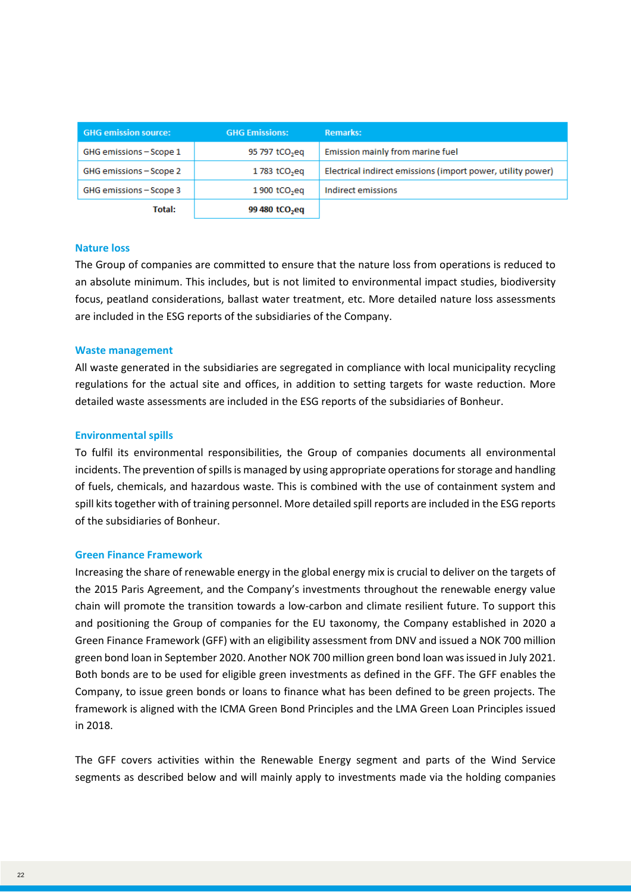| GHG emission source: | GHG Emissions: | Remarks: |
|---|---|---|
| GHG emissions – Scope 1 | 95 797 $tCO_2eq$ | Emission mainly from marine fuel |
| GHG emissions – Scope 2 | 1 783 $tCO_2eq$ | Electrical indirect emissions (import power, utility power) |
| GHG emissions – Scope 3 | 1 900 $tCO_2eq$ | Indirect emissions |
| **Total:** | **99 480 $tCO_2eq$** | |

### Nature loss

The Group of companies are committed to ensure that the nature loss from operations is reduced to an absolute minimum. This includes, but is not limited to environmental impact studies, biodiversity focus, peatland considerations, ballast water treatment, etc. More detailed nature loss assessments are included in the ESG reports of the subsidiaries of the Company.

### Waste management

All waste generated in the subsidiaries are segregated in compliance with local municipality recycling regulations for the actual site and offices, in addition to setting targets for waste reduction. More detailed waste assessments are included in the ESG reports of the subsidiaries of Bonheur.

### Environmental spills

To fulfil its environmental responsibilities, the Group of companies documents all environmental incidents. The prevention of spills is managed by using appropriate operations for storage and handling of fuels, chemicals, and hazardous waste. This is combined with the use of containment system and spill kits together with of training personnel. More detailed spill reports are included in the ESG reports of the subsidiaries of Bonheur.

### Green Finance Framework

Increasing the share of renewable energy in the global energy mix is crucial to deliver on the targets of the 2015 Paris Agreement, and the Company's investments throughout the renewable energy value chain will promote the transition towards a low-carbon and climate resilient future. To support this and positioning the Group of companies for the EU taxonomy, the Company established in 2020 a Green Finance Framework (GFF) with an eligibility assessment from DNV and issued a NOK 700 million green bond loan in September 2020. Another NOK 700 million green bond loan was issued in July 2021. Both bonds are to be used for eligible green investments as defined in the GFF. The GFF enables the Company, to issue green bonds or loans to finance what has been defined to be green projects. The framework is aligned with the ICMA Green Bond Principles and the LMA Green Loan Principles issued in 2018.

The GFF covers activities within the Renewable Energy segment and parts of the Wind Service segments as described below and will mainly apply to investments made via the holding companies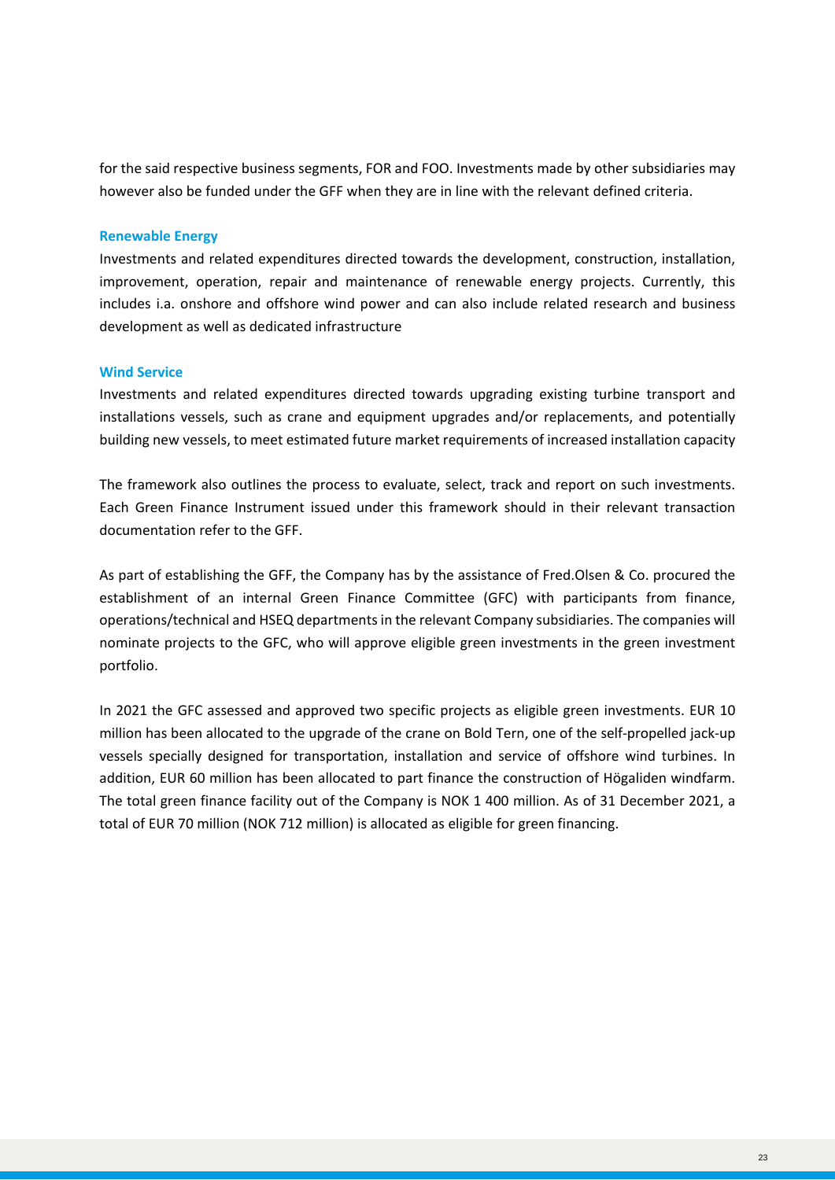for the said respective business segments, FOR and FOO. Investments made by other subsidiaries may however also be funded under the GFF when they are in line with the relevant defined criteria.

### Renewable Energy

Investments and related expenditures directed towards the development, construction, installation, improvement, operation, repair and maintenance of renewable energy projects. Currently, this includes i.a. onshore and offshore wind power and can also include related research and business development as well as dedicated infrastructure

### Wind Service

Investments and related expenditures directed towards upgrading existing turbine transport and installations vessels, such as crane and equipment upgrades and/or replacements, and potentially building new vessels, to meet estimated future market requirements of increased installation capacity

The framework also outlines the process to evaluate, select, track and report on such investments. Each Green Finance Instrument issued under this framework should in their relevant transaction documentation refer to the GFF.

As part of establishing the GFF, the Company has by the assistance of Fred.Olsen & Co. procured the establishment of an internal Green Finance Committee (GFC) with participants from finance, operations/technical and HSEQ departments in the relevant Company subsidiaries. The companies will nominate projects to the GFC, who will approve eligible green investments in the green investment portfolio.

In 2021 the GFC assessed and approved two specific projects as eligible green investments. EUR 10 million has been allocated to the upgrade of the crane on Bold Tern, one of the self-propelled jack-up vessels specially designed for transportation, installation and service of offshore wind turbines. In addition, EUR 60 million has been allocated to part finance the construction of Högaliden windfarm. The total green finance facility out of the Company is NOK 1 400 million. As of 31 December 2021, a total of EUR 70 million (NOK 712 million) is allocated as eligible for green financing.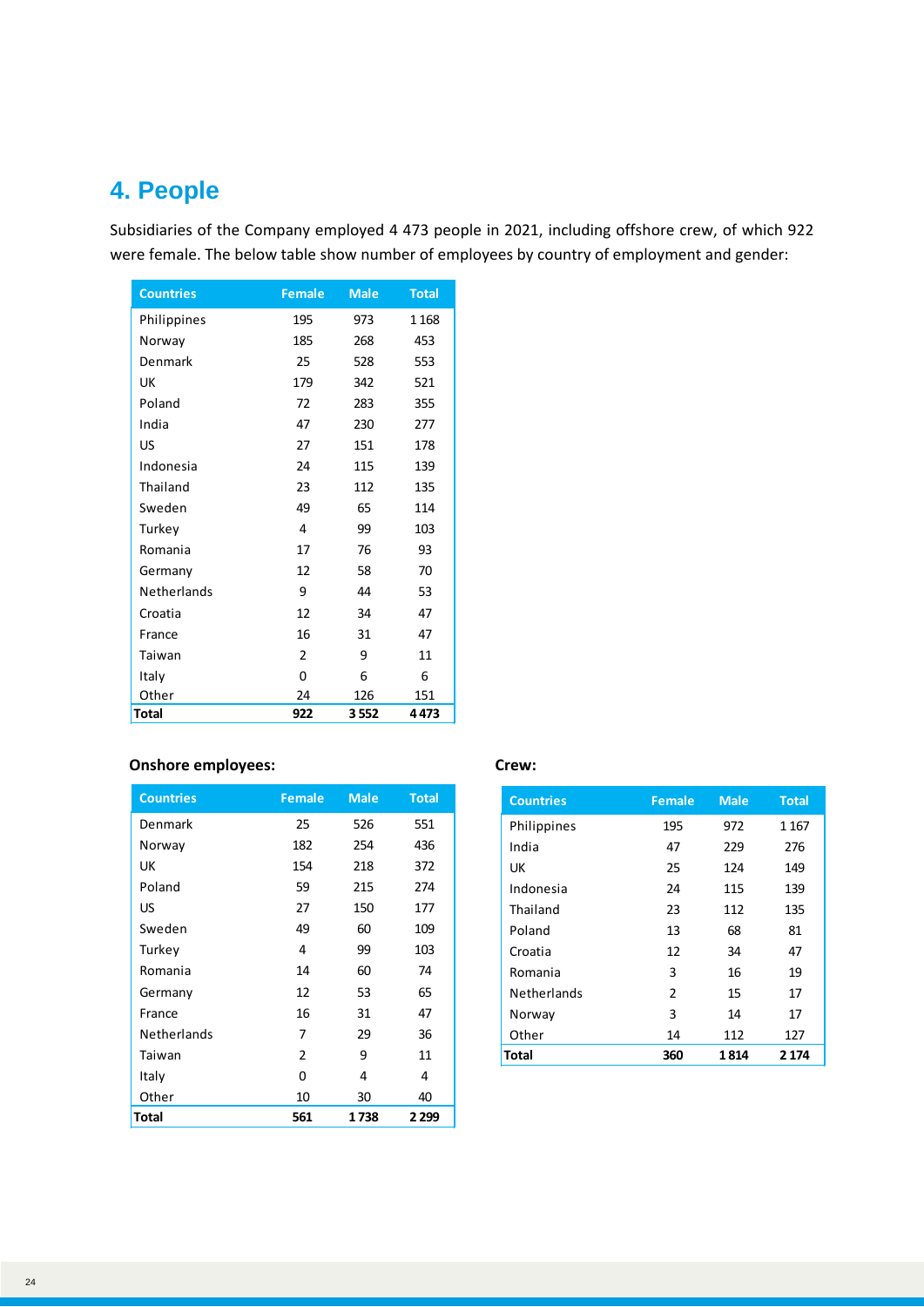# 4. People

Subsidiaries of the Company employed 4 473 people in 2021, including offshore crew, of which 922 were female. The below table show number of employees by country of employment and gender:

| Countries | Female | Male | Total |
|---|---|---|---|
| Philippines | 195 | 973 | 1 168 |
| Norway | 185 | 268 | 453 |
| Denmark | 25 | 528 | 553 |
| UK | 179 | 342 | 521 |
| Poland | 72 | 283 | 355 |
| India | 47 | 230 | 277 |
| US | 27 | 151 | 178 |
| Indonesia | 24 | 115 | 139 |
| Thailand | 23 | 112 | 135 |
| Sweden | 49 | 65 | 114 |
| Turkey | 4 | 99 | 103 |
| Romania | 17 | 76 | 93 |
| Germany | 12 | 58 | 70 |
| Netherlands | 9 | 44 | 53 |
| Croatia | 12 | 34 | 47 |
| France | 16 | 31 | 47 |
| Taiwan | 2 | 9 | 11 |
| Italy | 0 | 6 | 6 |
| Other | 24 | 126 | 151 |
| **Total** | **922** | **3 552** | **4 473** |

**Onshore employees:**

| Countries | Female | Male | Total |
|---|---|---|---|
| Denmark | 25 | 526 | 551 |
| Norway | 182 | 254 | 436 |
| UK | 154 | 218 | 372 |
| Poland | 59 | 215 | 274 |
| US | 27 | 150 | 177 |
| Sweden | 49 | 60 | 109 |
| Turkey | 4 | 99 | 103 |
| Romania | 14 | 60 | 74 |
| Germany | 12 | 53 | 65 |
| France | 16 | 31 | 47 |
| Netherlands | 7 | 29 | 36 |
| Taiwan | 2 | 9 | 11 |
| Italy | 0 | 4 | 4 |
| Other | 10 | 30 | 40 |
| **Total** | **561** | **1 738** | **2 299** |

**Crew:**

| Countries | Female | Male | Total |
|---|---|---|---|
| Philippines | 195 | 972 | 1 167 |
| India | 47 | 229 | 276 |
| UK | 25 | 124 | 149 |
| Indonesia | 24 | 115 | 139 |
| Thailand | 23 | 112 | 135 |
| Poland | 13 | 68 | 81 |
| Croatia | 12 | 34 | 47 |
| Romania | 3 | 16 | 19 |
| Netherlands | 2 | 15 | 17 |
| Norway | 3 | 14 | 17 |
| Other | 14 | 112 | 127 |
| **Total** | **360** | **1 814** | **2 174** |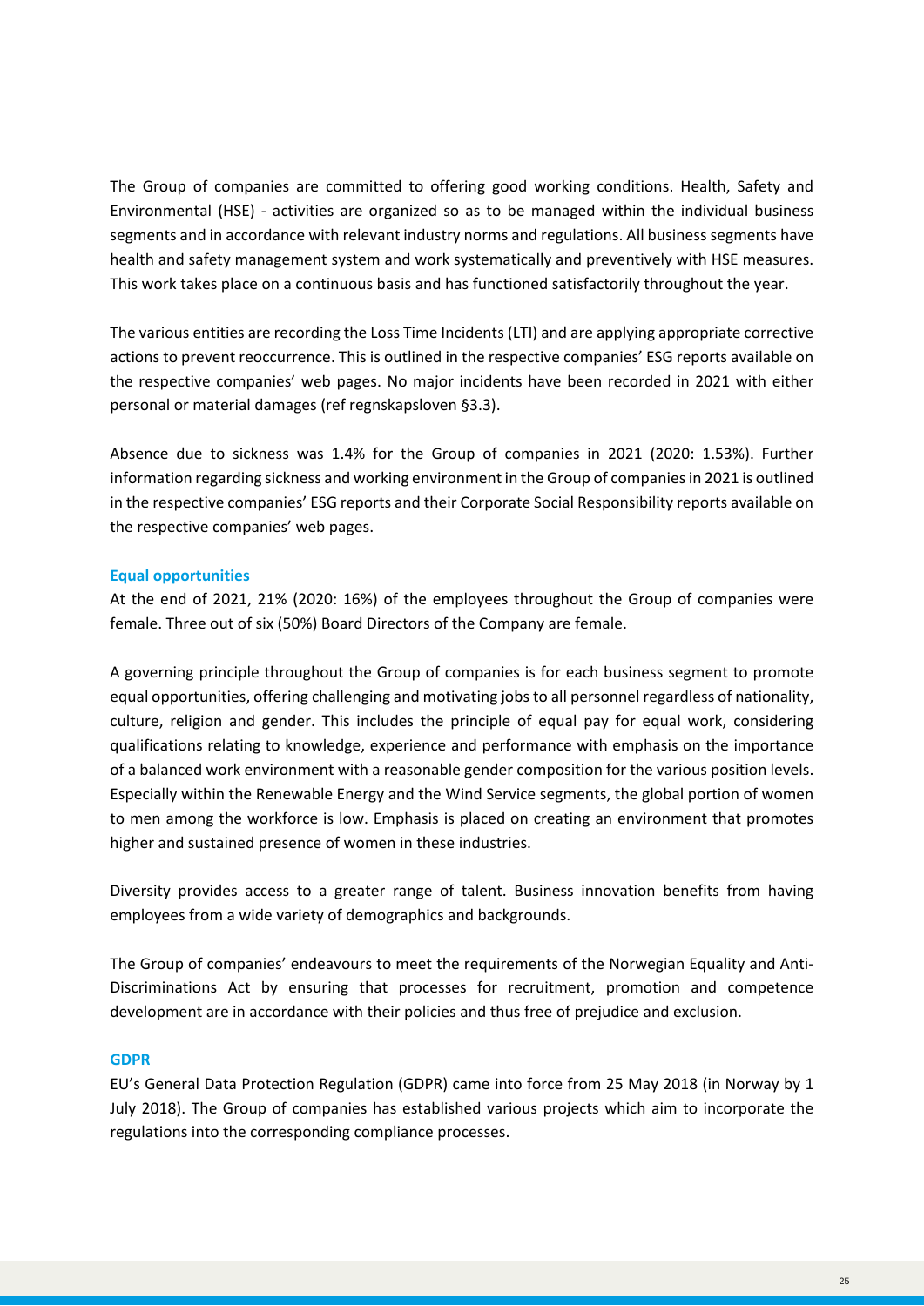The Group of companies are committed to offering good working conditions. Health, Safety and Environmental (HSE) - activities are organized so as to be managed within the individual business segments and in accordance with relevant industry norms and regulations. All business segments have health and safety management system and work systematically and preventively with HSE measures. This work takes place on a continuous basis and has functioned satisfactorily throughout the year.

The various entities are recording the Loss Time Incidents (LTI) and are applying appropriate corrective actions to prevent reoccurrence. This is outlined in the respective companies' ESG reports available on the respective companies' web pages. No major incidents have been recorded in 2021 with either personal or material damages (ref regnskapsloven §3.3).

Absence due to sickness was 1.4% for the Group of companies in 2021 (2020: 1.53%). Further information regarding sickness and working environment in the Group of companies in 2021 is outlined in the respective companies' ESG reports and their Corporate Social Responsibility reports available on the respective companies' web pages.

### Equal opportunities

At the end of 2021, 21% (2020: 16%) of the employees throughout the Group of companies were female. Three out of six (50%) Board Directors of the Company are female.

A governing principle throughout the Group of companies is for each business segment to promote equal opportunities, offering challenging and motivating jobs to all personnel regardless of nationality, culture, religion and gender. This includes the principle of equal pay for equal work, considering qualifications relating to knowledge, experience and performance with emphasis on the importance of a balanced work environment with a reasonable gender composition for the various position levels. Especially within the Renewable Energy and the Wind Service segments, the global portion of women to men among the workforce is low. Emphasis is placed on creating an environment that promotes higher and sustained presence of women in these industries.

Diversity provides access to a greater range of talent. Business innovation benefits from having employees from a wide variety of demographics and backgrounds.

The Group of companies' endeavours to meet the requirements of the Norwegian Equality and Anti-Discriminations Act by ensuring that processes for recruitment, promotion and competence development are in accordance with their policies and thus free of prejudice and exclusion.

### GDPR

EU's General Data Protection Regulation (GDPR) came into force from 25 May 2018 (in Norway by 1 July 2018). The Group of companies has established various projects which aim to incorporate the regulations into the corresponding compliance processes.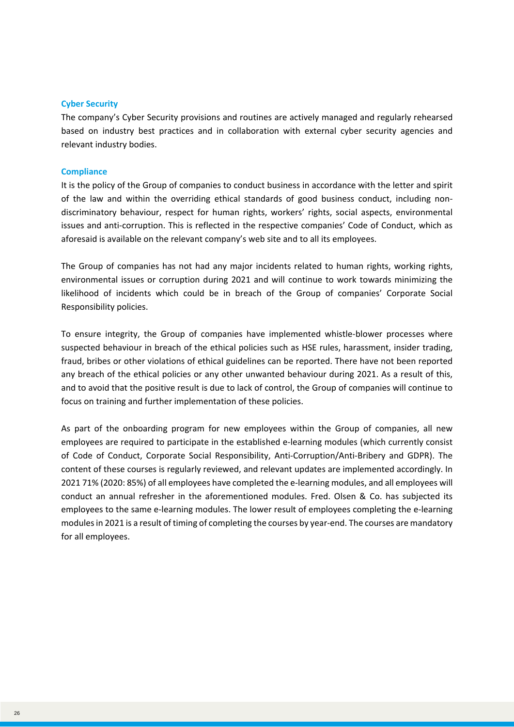### Cyber Security

The company's Cyber Security provisions and routines are actively managed and regularly rehearsed based on industry best practices and in collaboration with external cyber security agencies and relevant industry bodies.

### Compliance

It is the policy of the Group of companies to conduct business in accordance with the letter and spirit of the law and within the overriding ethical standards of good business conduct, including non-discriminatory behaviour, respect for human rights, workers' rights, social aspects, environmental issues and anti-corruption. This is reflected in the respective companies' Code of Conduct, which as aforesaid is available on the relevant company's web site and to all its employees.

The Group of companies has not had any major incidents related to human rights, working rights, environmental issues or corruption during 2021 and will continue to work towards minimizing the likelihood of incidents which could be in breach of the Group of companies' Corporate Social Responsibility policies.

To ensure integrity, the Group of companies have implemented whistle-blower processes where suspected behaviour in breach of the ethical policies such as HSE rules, harassment, insider trading, fraud, bribes or other violations of ethical guidelines can be reported. There have not been reported any breach of the ethical policies or any other unwanted behaviour during 2021. As a result of this, and to avoid that the positive result is due to lack of control, the Group of companies will continue to focus on training and further implementation of these policies.

As part of the onboarding program for new employees within the Group of companies, all new employees are required to participate in the established e-learning modules (which currently consist of Code of Conduct, Corporate Social Responsibility, Anti-Corruption/Anti-Bribery and GDPR). The content of these courses is regularly reviewed, and relevant updates are implemented accordingly. In 2021 71% (2020: 85%) of all employees have completed the e-learning modules, and all employees will conduct an annual refresher in the aforementioned modules. Fred. Olsen & Co. has subjected its employees to the same e-learning modules. The lower result of employees completing the e-learning modules in 2021 is a result of timing of completing the courses by year-end. The courses are mandatory for all employees.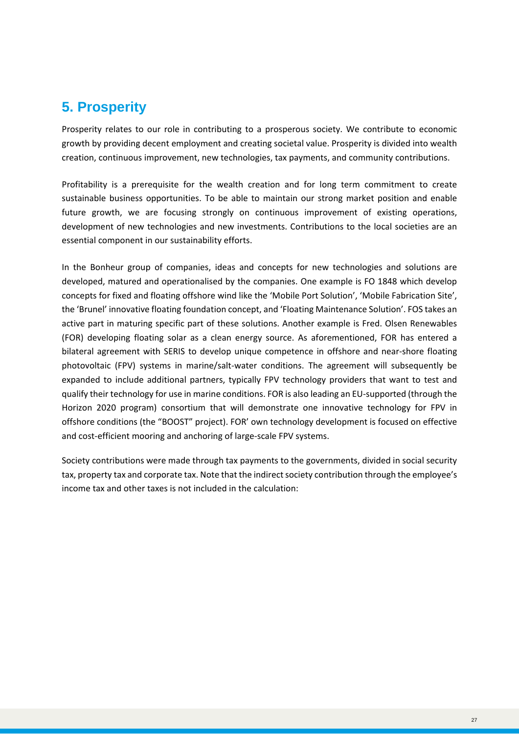# 5. Prosperity

Prosperity relates to our role in contributing to a prosperous society. We contribute to economic growth by providing decent employment and creating societal value. Prosperity is divided into wealth creation, continuous improvement, new technologies, tax payments, and community contributions.

Profitability is a prerequisite for the wealth creation and for long term commitment to create sustainable business opportunities. To be able to maintain our strong market position and enable future growth, we are focusing strongly on continuous improvement of existing operations, development of new technologies and new investments. Contributions to the local societies are an essential component in our sustainability efforts.

In the Bonheur group of companies, ideas and concepts for new technologies and solutions are developed, matured and operationalised by the companies. One example is FO 1848 which develop concepts for fixed and floating offshore wind like the 'Mobile Port Solution', 'Mobile Fabrication Site', the 'Brunel' innovative floating foundation concept, and 'Floating Maintenance Solution'. FOS takes an active part in maturing specific part of these solutions. Another example is Fred. Olsen Renewables (FOR) developing floating solar as a clean energy source. As aforementioned, FOR has entered a bilateral agreement with SERIS to develop unique competence in offshore and near-shore floating photovoltaic (FPV) systems in marine/salt-water conditions. The agreement will subsequently be expanded to include additional partners, typically FPV technology providers that want to test and qualify their technology for use in marine conditions. FOR is also leading an EU-supported (through the Horizon 2020 program) consortium that will demonstrate one innovative technology for FPV in offshore conditions (the "BOOST" project). FOR' own technology development is focused on effective and cost-efficient mooring and anchoring of large-scale FPV systems.

Society contributions were made through tax payments to the governments, divided in social security tax, property tax and corporate tax. Note that the indirect society contribution through the employee's income tax and other taxes is not included in the calculation: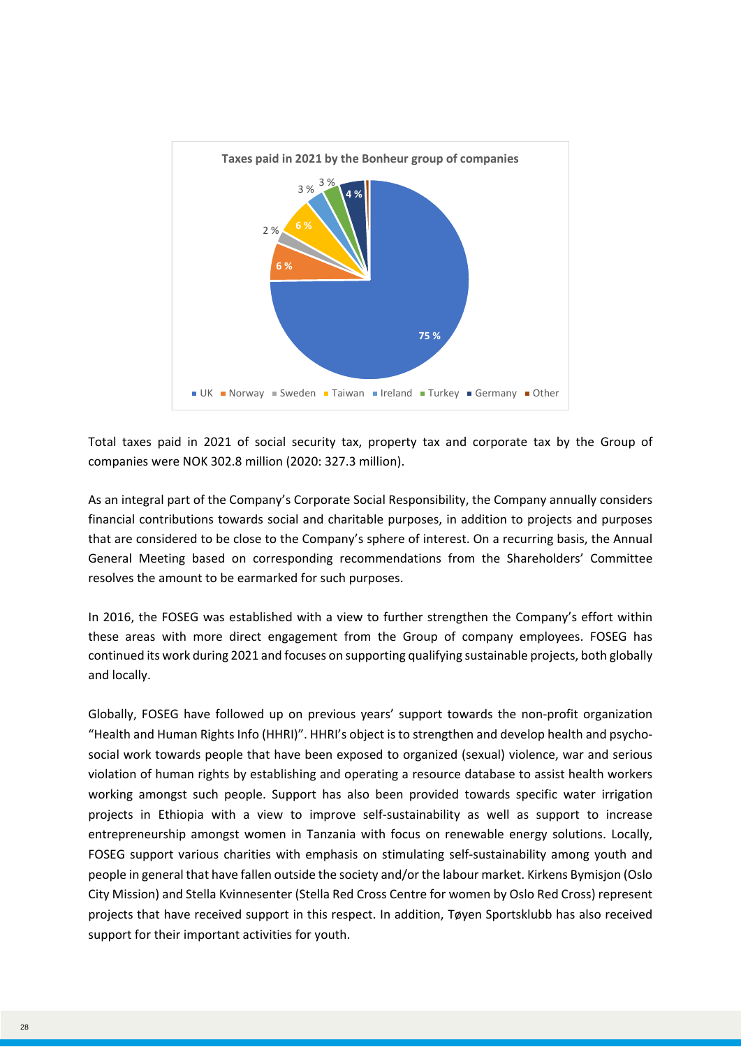**Taxes paid in 2021 by the Bonheur group of companies**

| Country | Share |
|---|---|
| UK | 75 % |
| Norway | 6 % |
| Sweden | 2 % |
| Taiwan | 6 % |
| Ireland | 3 % |
| Turkey | 3 % |
| Germany | 4 % |
| Other | |

Total taxes paid in 2021 of social security tax, property tax and corporate tax by the Group of companies were NOK 302.8 million (2020: 327.3 million).

As an integral part of the Company's Corporate Social Responsibility, the Company annually considers financial contributions towards social and charitable purposes, in addition to projects and purposes that are considered to be close to the Company's sphere of interest. On a recurring basis, the Annual General Meeting based on corresponding recommendations from the Shareholders' Committee resolves the amount to be earmarked for such purposes.

In 2016, the FOSEG was established with a view to further strengthen the Company's effort within these areas with more direct engagement from the Group of company employees. FOSEG has continued its work during 2021 and focuses on supporting qualifying sustainable projects, both globally and locally.

Globally, FOSEG have followed up on previous years' support towards the non-profit organization "Health and Human Rights Info (HHRI)". HHRI's object is to strengthen and develop health and psycho-social work towards people that have been exposed to organized (sexual) violence, war and serious violation of human rights by establishing and operating a resource database to assist health workers working amongst such people. Support has also been provided towards specific water irrigation projects in Ethiopia with a view to improve self-sustainability as well as support to increase entrepreneurship amongst women in Tanzania with focus on renewable energy solutions. Locally, FOSEG support various charities with emphasis on stimulating self-sustainability among youth and people in general that have fallen outside the society and/or the labour market. Kirkens Bymisjon (Oslo City Mission) and Stella Kvinnesenter (Stella Red Cross Centre for women by Oslo Red Cross) represent projects that have received support in this respect. In addition, Tøyen Sportsklubb has also received support for their important activities for youth.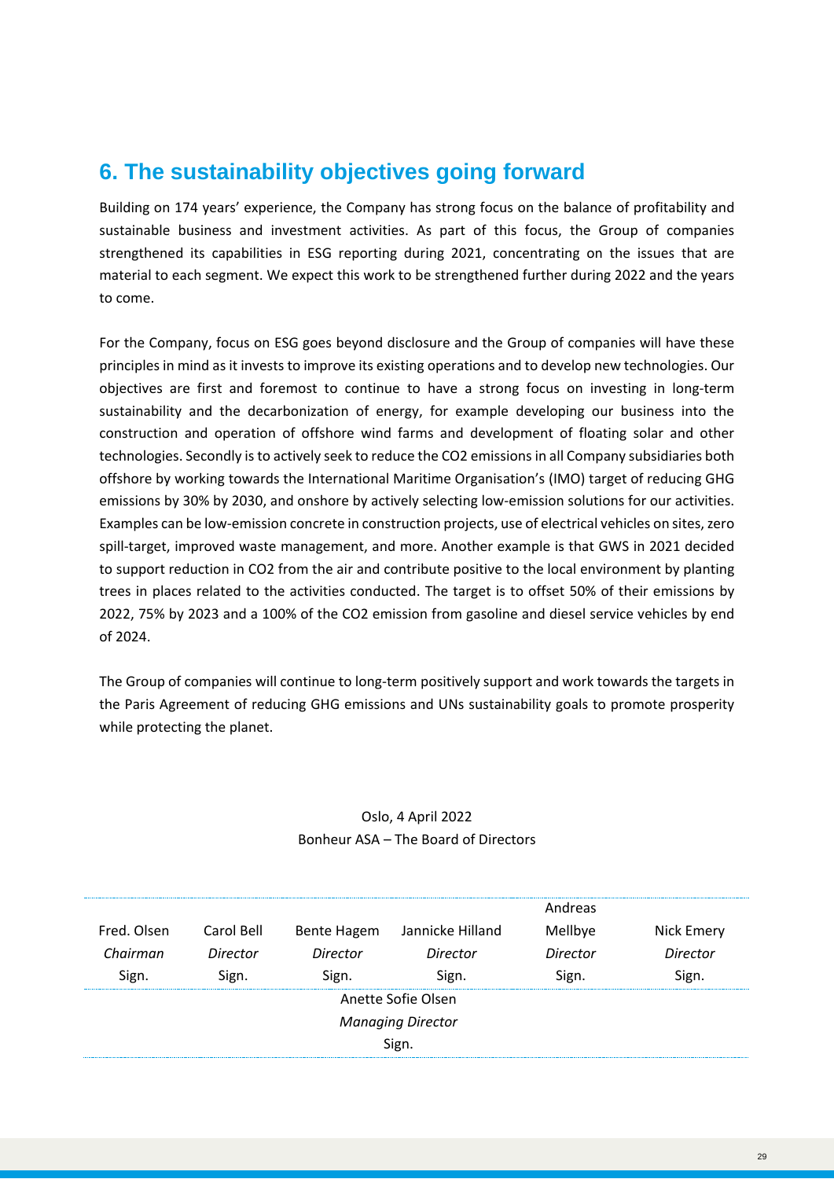## 6. The sustainability objectives going forward

Building on 174 years' experience, the Company has strong focus on the balance of profitability and sustainable business and investment activities. As part of this focus, the Group of companies strengthened its capabilities in ESG reporting during 2021, concentrating on the issues that are material to each segment. We expect this work to be strengthened further during 2022 and the years to come.

For the Company, focus on ESG goes beyond disclosure and the Group of companies will have these principles in mind as it invests to improve its existing operations and to develop new technologies. Our objectives are first and foremost to continue to have a strong focus on investing in long-term sustainability and the decarbonization of energy, for example developing our business into the construction and operation of offshore wind farms and development of floating solar and other technologies. Secondly is to actively seek to reduce the CO2 emissions in all Company subsidiaries both offshore by working towards the International Maritime Organisation's (IMO) target of reducing GHG emissions by 30% by 2030, and onshore by actively selecting low-emission solutions for our activities. Examples can be low-emission concrete in construction projects, use of electrical vehicles on sites, zero spill-target, improved waste management, and more. Another example is that GWS in 2021 decided to support reduction in CO2 from the air and contribute positive to the local environment by planting trees in places related to the activities conducted. The target is to offset 50% of their emissions by 2022, 75% by 2023 and a 100% of the CO2 emission from gasoline and diesel service vehicles by end of 2024.

The Group of companies will continue to long-term positively support and work towards the targets in the Paris Agreement of reducing GHG emissions and UNs sustainability goals to promote prosperity while protecting the planet.

Oslo, 4 April 2022
Bonheur ASA – The Board of Directors

| | | | | | |
|---|---|---|---|---|---|
| Fred. Olsen | Carol Bell | Bente Hagem | Jannicke Hilland | Andreas Mellbye | Nick Emery |
| *Chairman* | *Director* | *Director* | *Director* | *Director* | *Director* |
| Sign. | Sign. | Sign. | Sign. | Sign. | Sign. |

Anette Sofie Olsen
*Managing Director*
Sign.